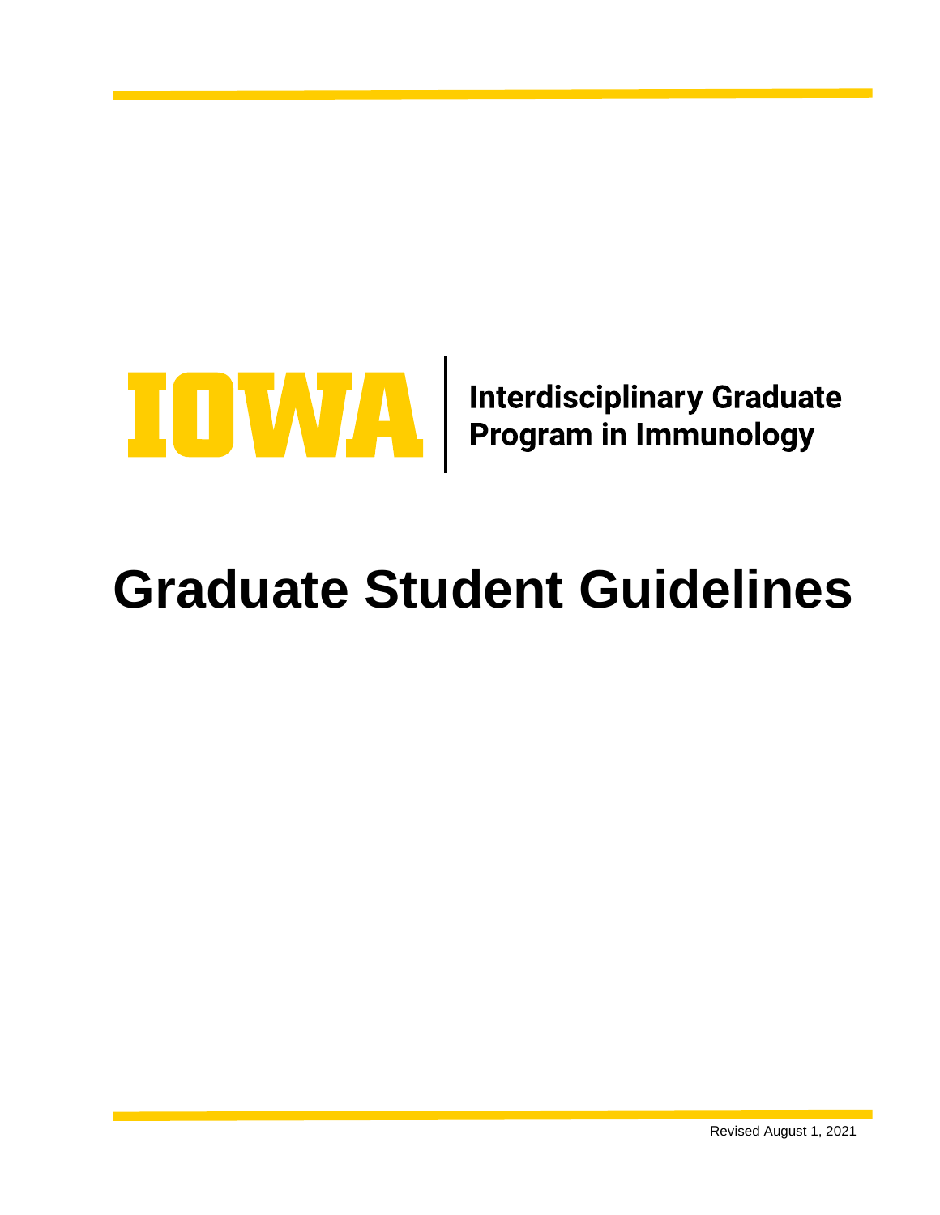IOWA | Interdisciplinary Graduate Program in Immunology

# Graduate Student Guidelines

Revised August 1, 2021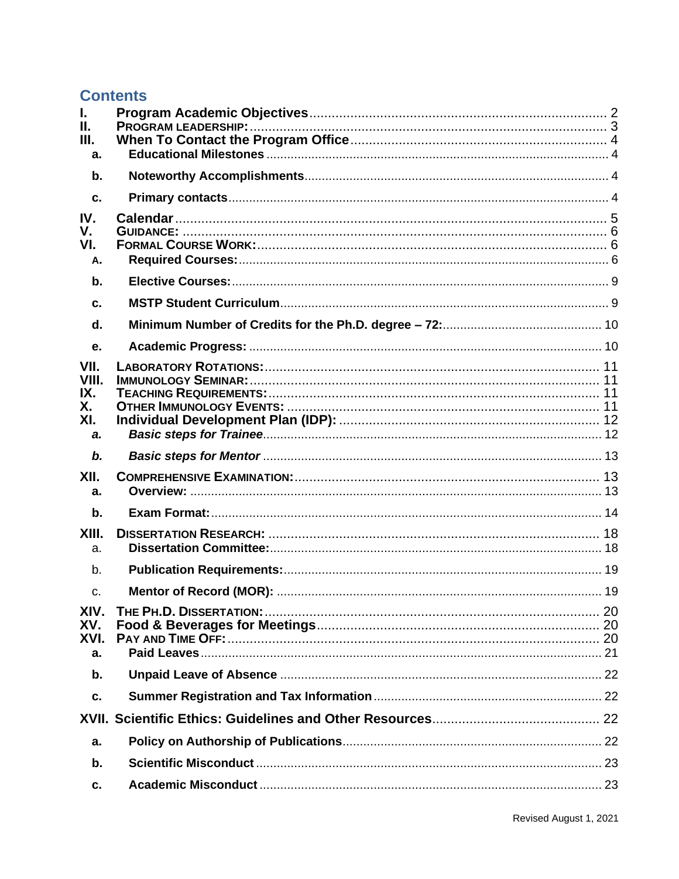## Contents

| | | |
|---|---|---|
| **I.** | **Program Academic Objectives** | 2 |
| **II.** | **Program Leadership:** | 3 |
| **III.** | **When To Contact the Program Office** | 4 |
| **a.** | **Educational Milestones** | 4 |
| **b.** | **Noteworthy Accomplishments** | 4 |
| **c.** | **Primary contacts** | 4 |
| **IV.** | **Calendar** | 5 |
| **V.** | **Guidance:** | 6 |
| **VI.** | **Formal Course Work:** | 6 |
| **A.** | **Required Courses:** | 6 |
| **b.** | **Elective Courses:** | 9 |
| **c.** | **MSTP Student Curriculum** | 9 |
| **d.** | **Minimum Number of Credits for the Ph.D. degree – 72:** | 10 |
| **e.** | **Academic Progress:** | 10 |
| **VII.** | **Laboratory Rotations:** | 11 |
| **VIII.** | **Immunology Seminar:** | 11 |
| **IX.** | **Teaching Requirements:** | 11 |
| **X.** | **Other Immunology Events:** | 11 |
| **XI.** | **Individual Development Plan (IDP):** | 12 |
| ***a.*** | ***Basic steps for Trainee*** | 12 |
| ***b.*** | ***Basic steps for Mentor*** | 13 |
| **XII.** | **Comprehensive Examination:** | 13 |
| **a.** | **Overview:** | 13 |
| **b.** | **Exam Format:** | 14 |
| **XIII.** | **Dissertation Research:** | 18 |
| a. | **Dissertation Committee:** | 18 |
| b. | **Publication Requirements:** | 19 |
| c. | **Mentor of Record (MOR):** | 19 |
| **XIV.** | **The Ph.D. Dissertation:** | 20 |
| **XV.** | **Food & Beverages for Meetings** | 20 |
| **XVI.** | **Pay and Time Off:** | 20 |
| **a.** | **Paid Leaves** | 21 |
| **b.** | **Unpaid Leave of Absence** | 22 |
| **c.** | **Summer Registration and Tax Information** | 22 |
| **XVII.** | **Scientific Ethics: Guidelines and Other Resources** | 22 |
| **a.** | **Policy on Authorship of Publications** | 22 |
| **b.** | **Scientific Misconduct** | 23 |
| **c.** | **Academic Misconduct** | 23 |

Revised August 1, 2021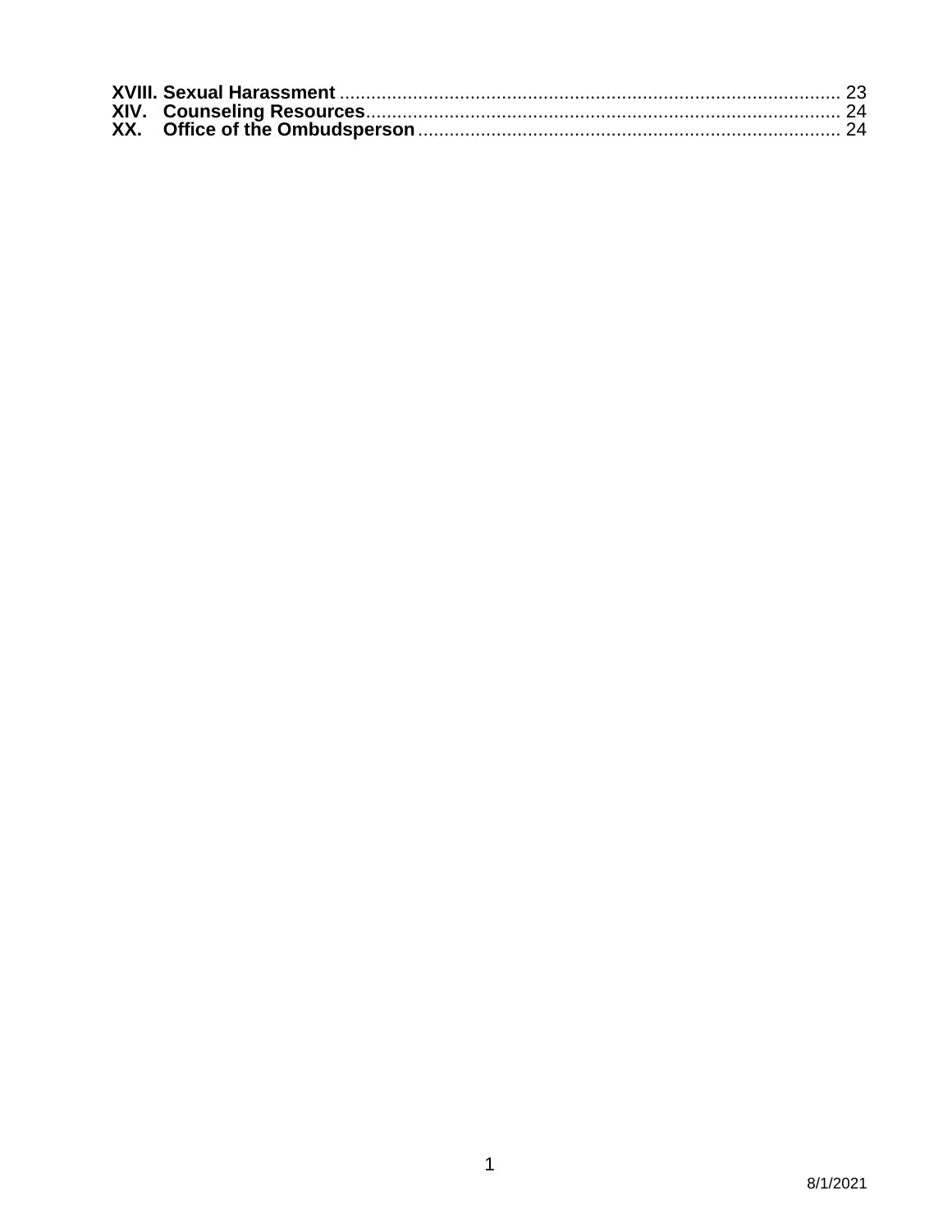**XVIII. Sexual Harassment** ................................................................................................ 23
**XIV. Counseling Resources**.......................................................................................... 24
**XX. Office of the Ombudsperson**................................................................................. 24

8/1/2021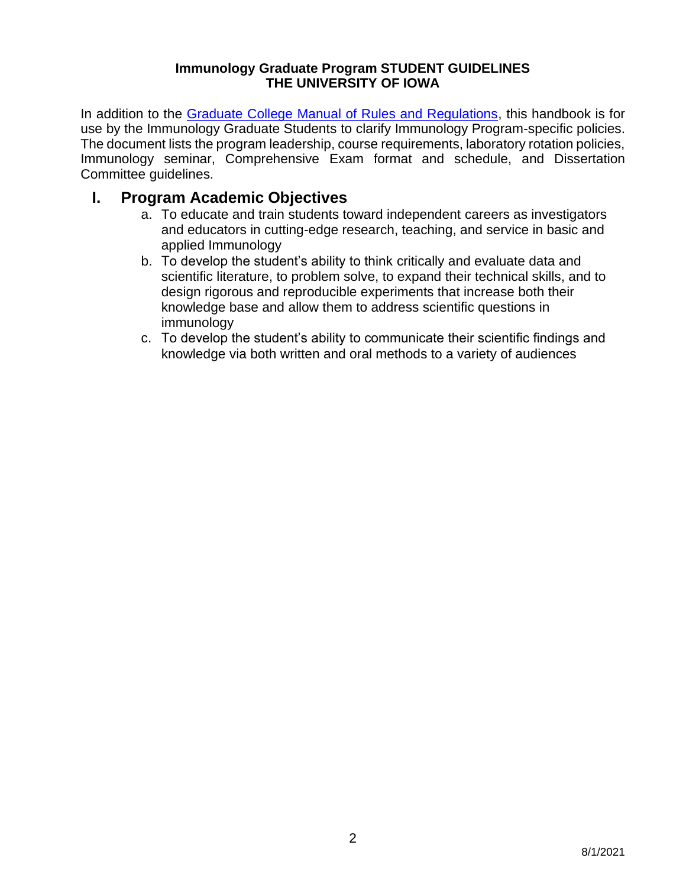**Immunology Graduate Program STUDENT GUIDELINES**
**THE UNIVERSITY OF IOWA**

In addition to the [Graduate College Manual of Rules and Regulations](), this handbook is for use by the Immunology Graduate Students to clarify Immunology Program-specific policies. The document lists the program leadership, course requirements, laboratory rotation policies, Immunology seminar, Comprehensive Exam format and schedule, and Dissertation Committee guidelines.

# I. Program Academic Objectives

a. To educate and train students toward independent careers as investigators and educators in cutting-edge research, teaching, and service in basic and applied Immunology
b. To develop the student's ability to think critically and evaluate data and scientific literature, to problem solve, to expand their technical skills, and to design rigorous and reproducible experiments that increase both their knowledge base and allow them to address scientific questions in immunology
c. To develop the student's ability to communicate their scientific findings and knowledge via both written and oral methods to a variety of audiences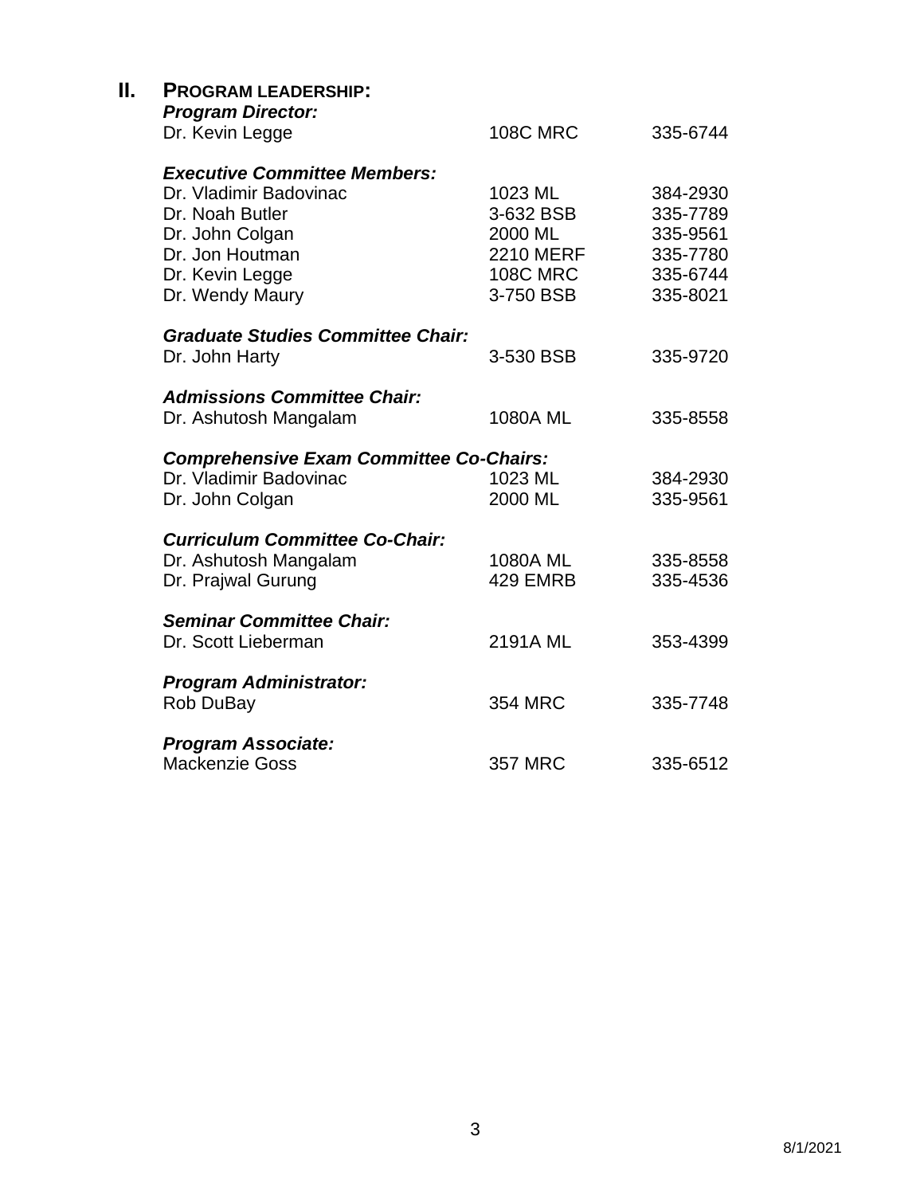## II. Program Leadership:

***Program Director:***

| | | |
|---|---|---|
| Dr. Kevin Legge | 108C MRC | 335-6744 |

***Executive Committee Members:***

| | | |
|---|---|---|
| Dr. Vladimir Badovinac | 1023 ML | 384-2930 |
| Dr. Noah Butler | 3-632 BSB | 335-7789 |
| Dr. John Colgan | 2000 ML | 335-9561 |
| Dr. Jon Houtman | 2210 MERF | 335-7780 |
| Dr. Kevin Legge | 108C MRC | 335-6744 |
| Dr. Wendy Maury | 3-750 BSB | 335-8021 |

***Graduate Studies Committee Chair:***

| | | |
|---|---|---|
| Dr. John Harty | 3-530 BSB | 335-9720 |

***Admissions Committee Chair:***

| | | |
|---|---|---|
| Dr. Ashutosh Mangalam | 1080A ML | 335-8558 |

***Comprehensive Exam Committee Co-Chairs:***

| | | |
|---|---|---|
| Dr. Vladimir Badovinac | 1023 ML | 384-2930 |
| Dr. John Colgan | 2000 ML | 335-9561 |

***Curriculum Committee Co-Chair:***

| | | |
|---|---|---|
| Dr. Ashutosh Mangalam | 1080A ML | 335-8558 |
| Dr. Prajwal Gurung | 429 EMRB | 335-4536 |

***Seminar Committee Chair:***

| | | |
|---|---|---|
| Dr. Scott Lieberman | 2191A ML | 353-4399 |

***Program Administrator:***

| | | |
|---|---|---|
| Rob DuBay | 354 MRC | 335-7748 |

***Program Associate:***

| | | |
|---|---|---|
| Mackenzie Goss | 357 MRC | 335-6512 |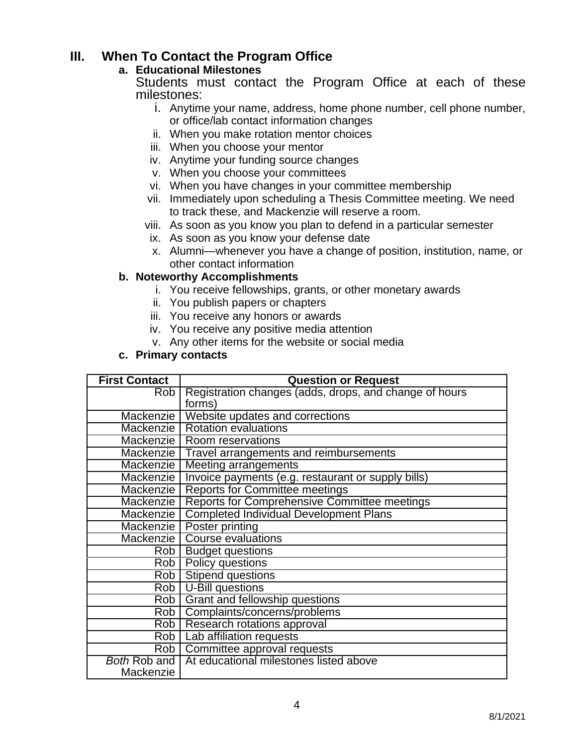## III. When To Contact the Program Office

### a. Educational Milestones

Students must contact the Program Office at each of these milestones:

- i. Anytime your name, address, home phone number, cell phone number, or office/lab contact information changes
- ii. When you make rotation mentor choices
- iii. When you choose your mentor
- iv. Anytime your funding source changes
- v. When you choose your committees
- vi. When you have changes in your committee membership
- vii. Immediately upon scheduling a Thesis Committee meeting. We need to track these, and Mackenzie will reserve a room.
- viii. As soon as you know you plan to defend in a particular semester
- ix. As soon as you know your defense date
- x. Alumni—whenever you have a change of position, institution, name, or other contact information

### b. Noteworthy Accomplishments

- i. You receive fellowships, grants, or other monetary awards
- ii. You publish papers or chapters
- iii. You receive any honors or awards
- iv. You receive any positive media attention
- v. Any other items for the website or social media

### c. Primary contacts

| First Contact | Question or Request |
|---|---|
| Rob | Registration changes (adds, drops, and change of hours forms) |
| Mackenzie | Website updates and corrections |
| Mackenzie | Rotation evaluations |
| Mackenzie | Room reservations |
| Mackenzie | Travel arrangements and reimbursements |
| Mackenzie | Meeting arrangements |
| Mackenzie | Invoice payments (e.g. restaurant or supply bills) |
| Mackenzie | Reports for Committee meetings |
| Mackenzie | Reports for Comprehensive Committee meetings |
| Mackenzie | Completed Individual Development Plans |
| Mackenzie | Poster printing |
| Mackenzie | Course evaluations |
| Rob | Budget questions |
| Rob | Policy questions |
| Rob | Stipend questions |
| Rob | U-Bill questions |
| Rob | Grant and fellowship questions |
| Rob | Complaints/concerns/problems |
| Rob | Research rotations approval |
| Rob | Lab affiliation requests |
| Rob | Committee approval requests |
| *Both* Rob and Mackenzie | At educational milestones listed above |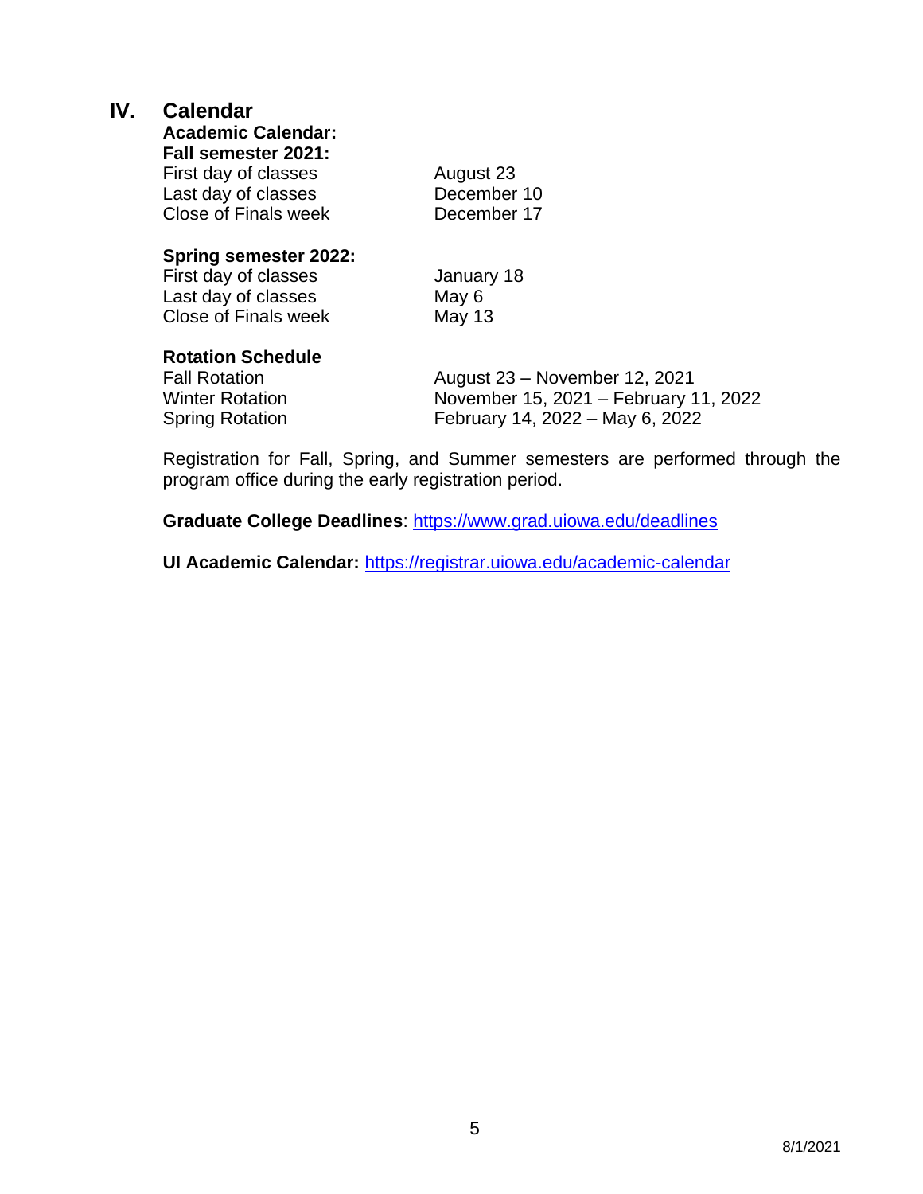# IV. Calendar

**Academic Calendar:**

**Fall semester 2021:**

| | |
|---|---|
| First day of classes | August 23 |
| Last day of classes | December 10 |
| Close of Finals week | December 17 |

**Spring semester 2022:**

| | |
|---|---|
| First day of classes | January 18 |
| Last day of classes | May 6 |
| Close of Finals week | May 13 |

**Rotation Schedule**

| | |
|---|---|
| Fall Rotation | August 23 – November 12, 2021 |
| Winter Rotation | November 15, 2021 – February 11, 2022 |
| Spring Rotation | February 14, 2022 – May 6, 2022 |

Registration for Fall, Spring, and Summer semesters are performed through the program office during the early registration period.

**Graduate College Deadlines**: https://www.grad.uiowa.edu/deadlines

**UI Academic Calendar:** https://registrar.uiowa.edu/academic-calendar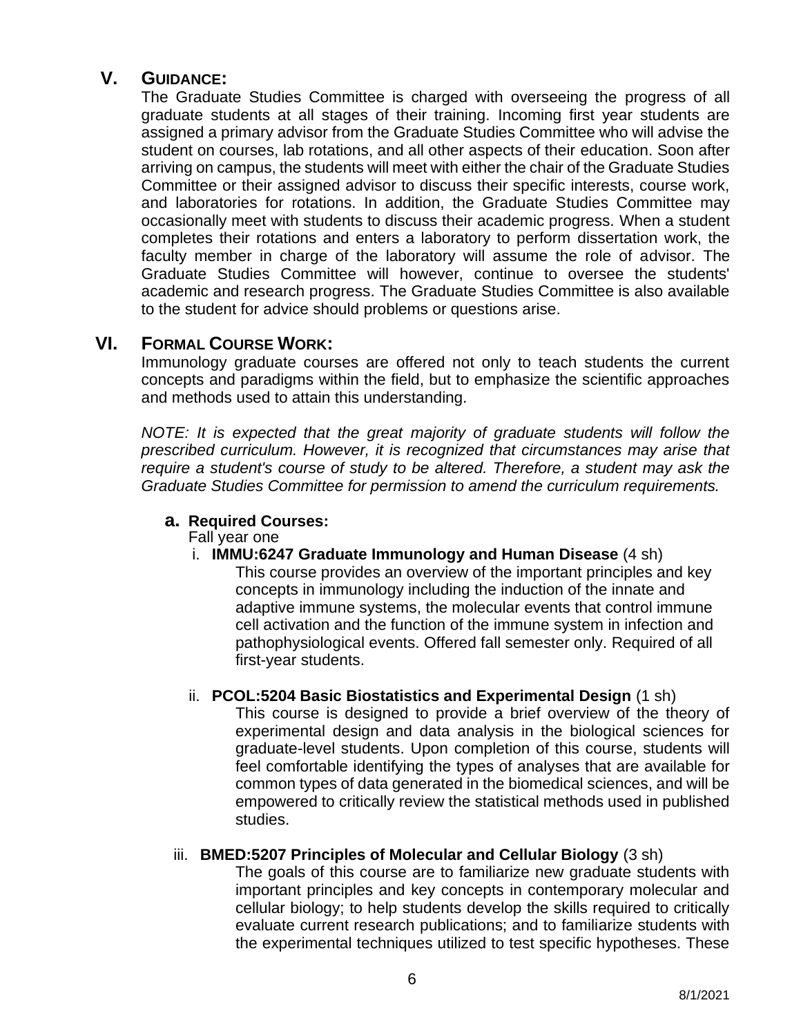## V. Guidance:

The Graduate Studies Committee is charged with overseeing the progress of all graduate students at all stages of their training. Incoming first year students are assigned a primary advisor from the Graduate Studies Committee who will advise the student on courses, lab rotations, and all other aspects of their education. Soon after arriving on campus, the students will meet with either the chair of the Graduate Studies Committee or their assigned advisor to discuss their specific interests, course work, and laboratories for rotations. In addition, the Graduate Studies Committee may occasionally meet with students to discuss their academic progress. When a student completes their rotations and enters a laboratory to perform dissertation work, the faculty member in charge of the laboratory will assume the role of advisor. The Graduate Studies Committee will however, continue to oversee the students' academic and research progress. The Graduate Studies Committee is also available to the student for advice should problems or questions arise.

## VI. Formal Course Work:

Immunology graduate courses are offered not only to teach students the current concepts and paradigms within the field, but to emphasize the scientific approaches and methods used to attain this understanding.

*NOTE: It is expected that the great majority of graduate students will follow the prescribed curriculum. However, it is recognized that circumstances may arise that require a student's course of study to be altered. Therefore, a student may ask the Graduate Studies Committee for permission to amend the curriculum requirements.*

### a. Required Courses:

Fall year one

i. **IMMU:6247 Graduate Immunology and Human Disease** (4 sh)
   This course provides an overview of the important principles and key concepts in immunology including the induction of the innate and adaptive immune systems, the molecular events that control immune cell activation and the function of the immune system in infection and pathophysiological events. Offered fall semester only. Required of all first-year students.

ii. **PCOL:5204 Basic Biostatistics and Experimental Design** (1 sh)
   This course is designed to provide a brief overview of the theory of experimental design and data analysis in the biological sciences for graduate-level students. Upon completion of this course, students will feel comfortable identifying the types of analyses that are available for common types of data generated in the biomedical sciences, and will be empowered to critically review the statistical methods used in published studies.

iii. **BMED:5207 Principles of Molecular and Cellular Biology** (3 sh)
   The goals of this course are to familiarize new graduate students with important principles and key concepts in contemporary molecular and cellular biology; to help students develop the skills required to critically evaluate current research publications; and to familiarize students with the experimental techniques utilized to test specific hypotheses. These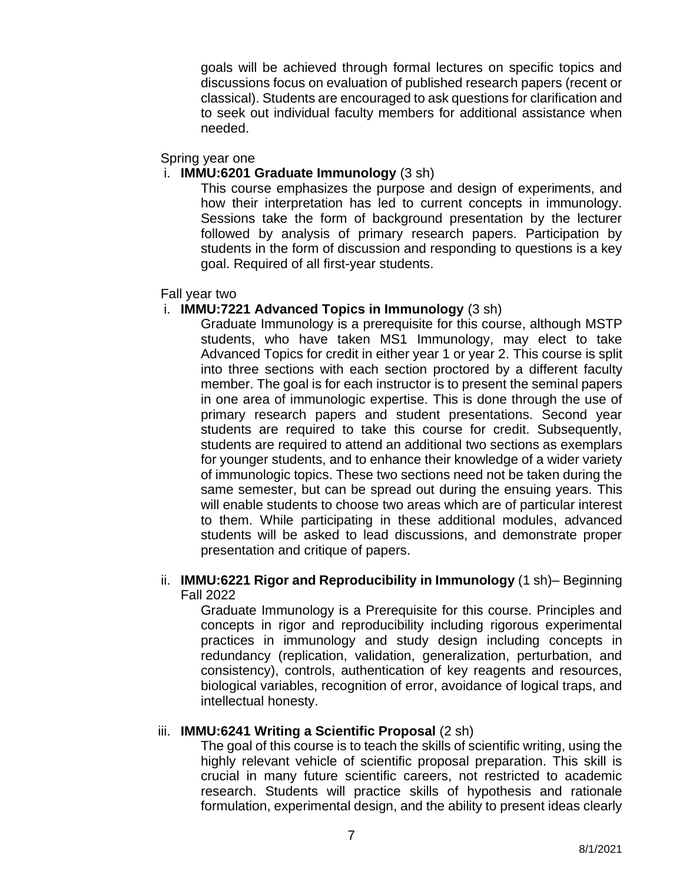goals will be achieved through formal lectures on specific topics and discussions focus on evaluation of published research papers (recent or classical). Students are encouraged to ask questions for clarification and to seek out individual faculty members for additional assistance when needed.

Spring year one

i. **IMMU:6201 Graduate Immunology** (3 sh)

This course emphasizes the purpose and design of experiments, and how their interpretation has led to current concepts in immunology. Sessions take the form of background presentation by the lecturer followed by analysis of primary research papers. Participation by students in the form of discussion and responding to questions is a key goal. Required of all first-year students.

Fall year two

i. **IMMU:7221 Advanced Topics in Immunology** (3 sh)

Graduate Immunology is a prerequisite for this course, although MSTP students, who have taken MS1 Immunology, may elect to take Advanced Topics for credit in either year 1 or year 2. This course is split into three sections with each section proctored by a different faculty member. The goal is for each instructor is to present the seminal papers in one area of immunologic expertise. This is done through the use of primary research papers and student presentations. Second year students are required to take this course for credit. Subsequently, students are required to attend an additional two sections as exemplars for younger students, and to enhance their knowledge of a wider variety of immunologic topics. These two sections need not be taken during the same semester, but can be spread out during the ensuing years. This will enable students to choose two areas which are of particular interest to them. While participating in these additional modules, advanced students will be asked to lead discussions, and demonstrate proper presentation and critique of papers.

ii. **IMMU:6221 Rigor and Reproducibility in Immunology** (1 sh)– Beginning Fall 2022

Graduate Immunology is a Prerequisite for this course. Principles and concepts in rigor and reproducibility including rigorous experimental practices in immunology and study design including concepts in redundancy (replication, validation, generalization, perturbation, and consistency), controls, authentication of key reagents and resources, biological variables, recognition of error, avoidance of logical traps, and intellectual honesty.

iii. **IMMU:6241 Writing a Scientific Proposal** (2 sh)

The goal of this course is to teach the skills of scientific writing, using the highly relevant vehicle of scientific proposal preparation. This skill is crucial in many future scientific careers, not restricted to academic research. Students will practice skills of hypothesis and rationale formulation, experimental design, and the ability to present ideas clearly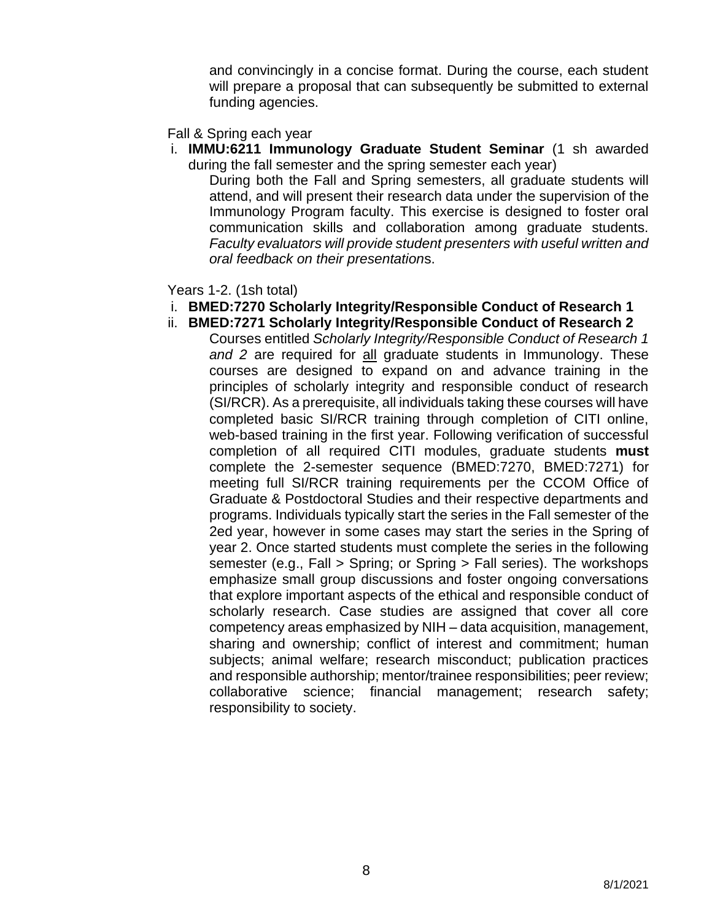and convincingly in a concise format. During the course, each student will prepare a proposal that can subsequently be submitted to external funding agencies.

Fall & Spring each year

i. **IMMU:6211 Immunology Graduate Student Seminar** (1 sh awarded during the fall semester and the spring semester each year)

   During both the Fall and Spring semesters, all graduate students will attend, and will present their research data under the supervision of the Immunology Program faculty. This exercise is designed to foster oral communication skills and collaboration among graduate students. *Faculty evaluators will provide student presenters with useful written and oral feedback on their presentation*s.

Years 1-2. (1sh total)

i. **BMED:7270 Scholarly Integrity/Responsible Conduct of Research 1**
ii. **BMED:7271 Scholarly Integrity/Responsible Conduct of Research 2**

   Courses entitled *Scholarly Integrity/Responsible Conduct of Research 1 and 2* are required for all graduate students in Immunology. These courses are designed to expand on and advance training in the principles of scholarly integrity and responsible conduct of research (SI/RCR). As a prerequisite, all individuals taking these courses will have completed basic SI/RCR training through completion of CITI online, web-based training in the first year. Following verification of successful completion of all required CITI modules, graduate students **must** complete the 2-semester sequence (BMED:7270, BMED:7271) for meeting full SI/RCR training requirements per the CCOM Office of Graduate & Postdoctoral Studies and their respective departments and programs. Individuals typically start the series in the Fall semester of the 2ed year, however in some cases may start the series in the Spring of year 2. Once started students must complete the series in the following semester (e.g., Fall > Spring; or Spring > Fall series). The workshops emphasize small group discussions and foster ongoing conversations that explore important aspects of the ethical and responsible conduct of scholarly research. Case studies are assigned that cover all core competency areas emphasized by NIH – data acquisition, management, sharing and ownership; conflict of interest and commitment; human subjects; animal welfare; research misconduct; publication practices and responsible authorship; mentor/trainee responsibilities; peer review; collaborative science; financial management; research safety; responsibility to society.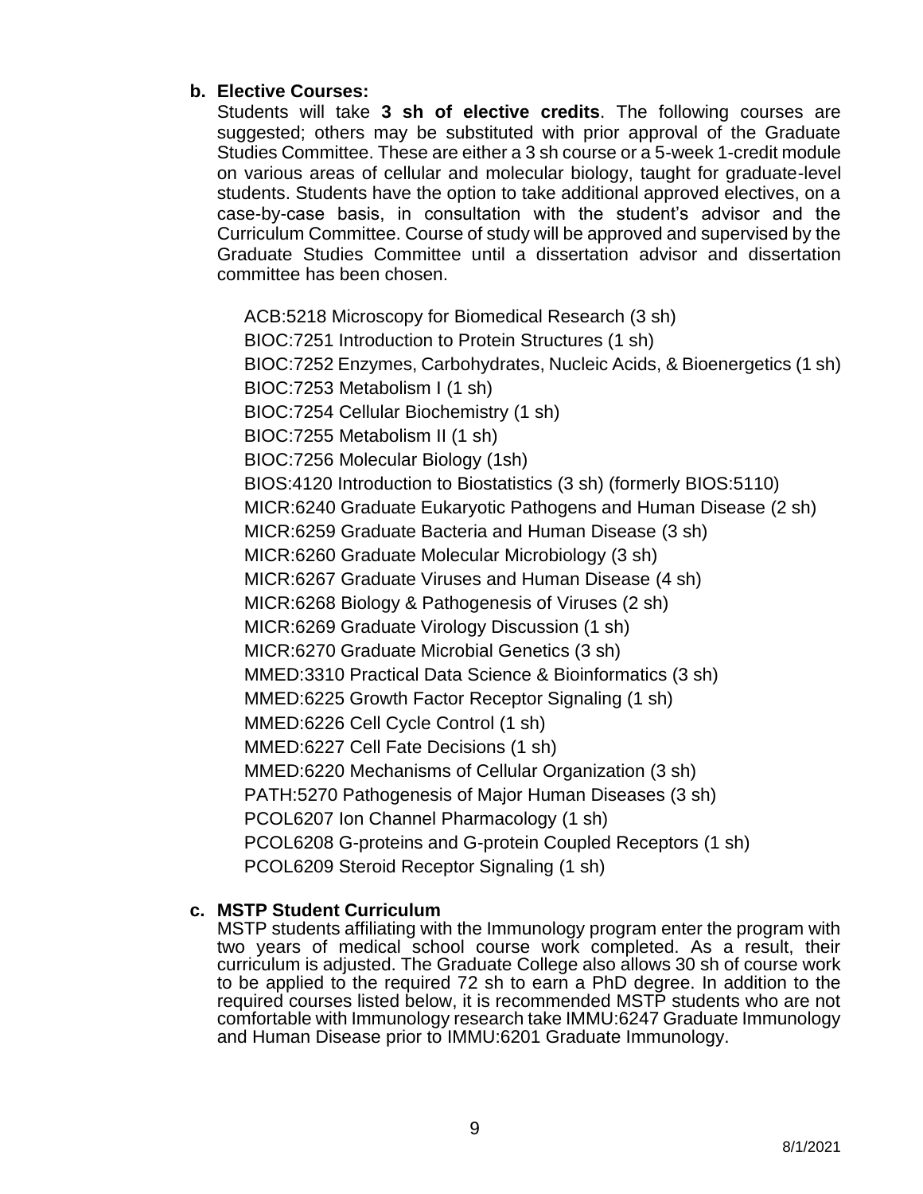**b. Elective Courses:**

Students will take **3 sh of elective credits**. The following courses are suggested; others may be substituted with prior approval of the Graduate Studies Committee. These are either a 3 sh course or a 5-week 1-credit module on various areas of cellular and molecular biology, taught for graduate-level students. Students have the option to take additional approved electives, on a case-by-case basis, in consultation with the student's advisor and the Curriculum Committee. Course of study will be approved and supervised by the Graduate Studies Committee until a dissertation advisor and dissertation committee has been chosen.

ACB:5218 Microscopy for Biomedical Research (3 sh)
BIOC:7251 Introduction to Protein Structures (1 sh)
BIOC:7252 Enzymes, Carbohydrates, Nucleic Acids, & Bioenergetics (1 sh)
BIOC:7253 Metabolism I (1 sh)
BIOC:7254 Cellular Biochemistry (1 sh)
BIOC:7255 Metabolism II (1 sh)
BIOC:7256 Molecular Biology (1sh)
BIOS:4120 Introduction to Biostatistics (3 sh) (formerly BIOS:5110)
MICR:6240 Graduate Eukaryotic Pathogens and Human Disease (2 sh)
MICR:6259 Graduate Bacteria and Human Disease (3 sh)
MICR:6260 Graduate Molecular Microbiology (3 sh)
MICR:6267 Graduate Viruses and Human Disease (4 sh)
MICR:6268 Biology & Pathogenesis of Viruses (2 sh)
MICR:6269 Graduate Virology Discussion (1 sh)
MICR:6270 Graduate Microbial Genetics (3 sh)
MMED:3310 Practical Data Science & Bioinformatics (3 sh)
MMED:6225 Growth Factor Receptor Signaling (1 sh)
MMED:6226 Cell Cycle Control (1 sh)
MMED:6227 Cell Fate Decisions (1 sh)
MMED:6220 Mechanisms of Cellular Organization (3 sh)
PATH:5270 Pathogenesis of Major Human Diseases (3 sh)
PCOL6207 Ion Channel Pharmacology (1 sh)
PCOL6208 G-proteins and G-protein Coupled Receptors (1 sh)
PCOL6209 Steroid Receptor Signaling (1 sh)

**c. MSTP Student Curriculum**

MSTP students affiliating with the Immunology program enter the program with two years of medical school course work completed. As a result, their curriculum is adjusted. The Graduate College also allows 30 sh of course work to be applied to the required 72 sh to earn a PhD degree. In addition to the required courses listed below, it is recommended MSTP students who are not comfortable with Immunology research take IMMU:6247 Graduate Immunology and Human Disease prior to IMMU:6201 Graduate Immunology.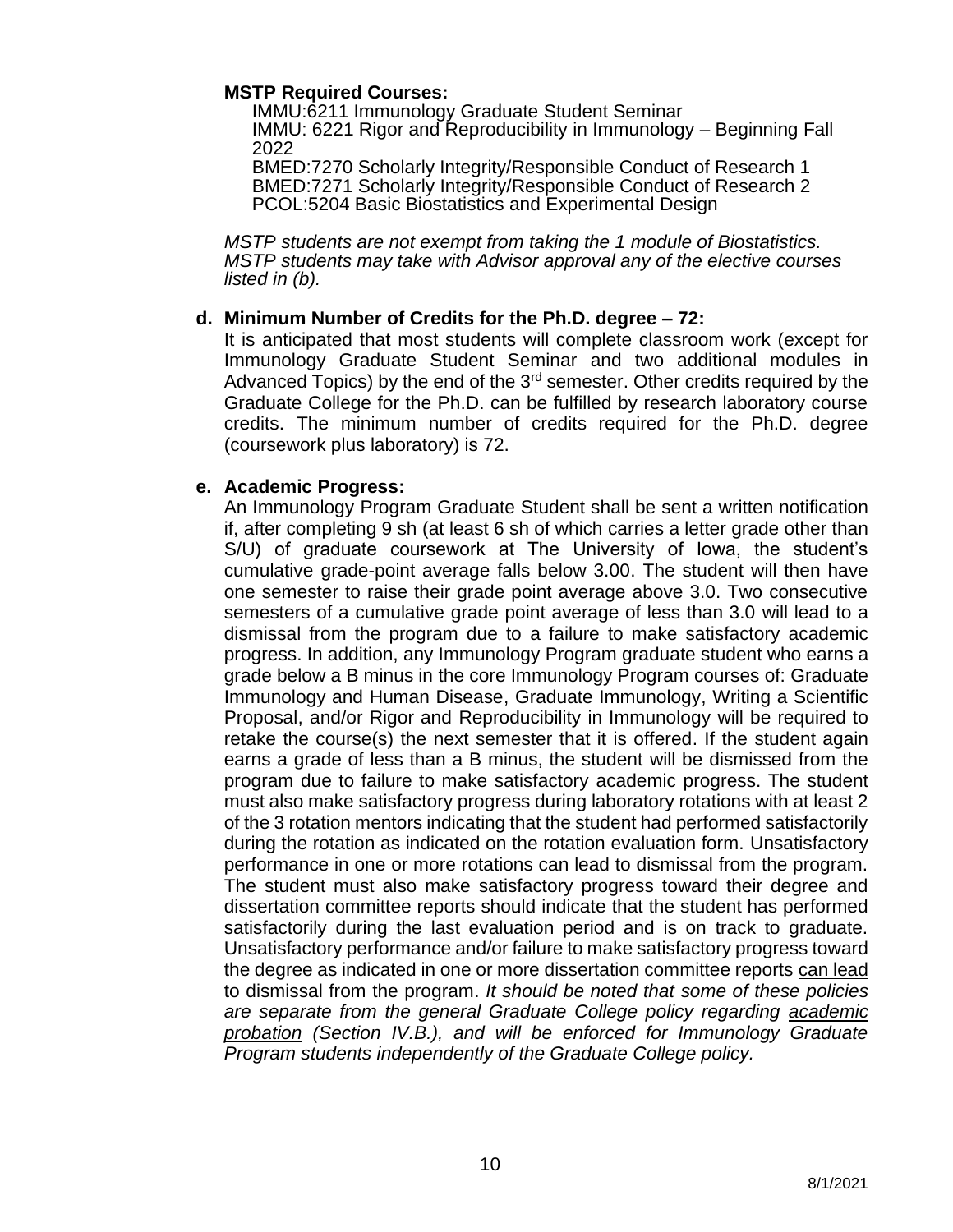**MSTP Required Courses:**

IMMU:6211 Immunology Graduate Student Seminar
IMMU: 6221 Rigor and Reproducibility in Immunology – Beginning Fall 2022
BMED:7270 Scholarly Integrity/Responsible Conduct of Research 1
BMED:7271 Scholarly Integrity/Responsible Conduct of Research 2
PCOL:5204 Basic Biostatistics and Experimental Design

*MSTP students are not exempt from taking the 1 module of Biostatistics. MSTP students may take with Advisor approval any of the elective courses listed in (b).*

**d. Minimum Number of Credits for the Ph.D. degree – 72:**

It is anticipated that most students will complete classroom work (except for Immunology Graduate Student Seminar and two additional modules in Advanced Topics) by the end of the 3rd semester. Other credits required by the Graduate College for the Ph.D. can be fulfilled by research laboratory course credits. The minimum number of credits required for the Ph.D. degree (coursework plus laboratory) is 72.

**e. Academic Progress:**

An Immunology Program Graduate Student shall be sent a written notification if, after completing 9 sh (at least 6 sh of which carries a letter grade other than S/U) of graduate coursework at The University of Iowa, the student's cumulative grade-point average falls below 3.00. The student will then have one semester to raise their grade point average above 3.0. Two consecutive semesters of a cumulative grade point average of less than 3.0 will lead to a dismissal from the program due to a failure to make satisfactory academic progress. In addition, any Immunology Program graduate student who earns a grade below a B minus in the core Immunology Program courses of: Graduate Immunology and Human Disease, Graduate Immunology, Writing a Scientific Proposal, and/or Rigor and Reproducibility in Immunology will be required to retake the course(s) the next semester that it is offered. If the student again earns a grade of less than a B minus, the student will be dismissed from the program due to failure to make satisfactory academic progress. The student must also make satisfactory progress during laboratory rotations with at least 2 of the 3 rotation mentors indicating that the student had performed satisfactorily during the rotation as indicated on the rotation evaluation form. Unsatisfactory performance in one or more rotations can lead to dismissal from the program. The student must also make satisfactory progress toward their degree and dissertation committee reports should indicate that the student has performed satisfactorily during the last evaluation period and is on track to graduate. Unsatisfactory performance and/or failure to make satisfactory progress toward the degree as indicated in one or more dissertation committee reports can lead to dismissal from the program. *It should be noted that some of these policies are separate from the general Graduate College policy regarding academic probation (Section IV.B.), and will be enforced for Immunology Graduate Program students independently of the Graduate College policy.*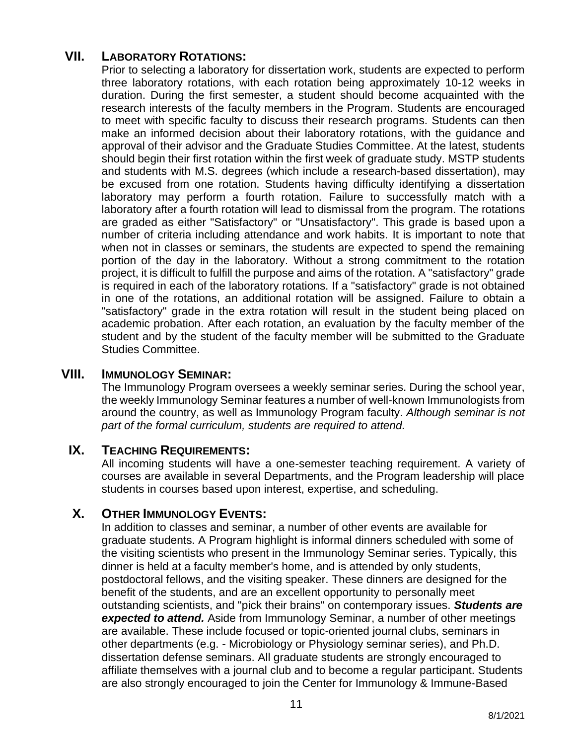## VII. Laboratory Rotations:

Prior to selecting a laboratory for dissertation work, students are expected to perform three laboratory rotations, with each rotation being approximately 10-12 weeks in duration. During the first semester, a student should become acquainted with the research interests of the faculty members in the Program. Students are encouraged to meet with specific faculty to discuss their research programs. Students can then make an informed decision about their laboratory rotations, with the guidance and approval of their advisor and the Graduate Studies Committee. At the latest, students should begin their first rotation within the first week of graduate study. MSTP students and students with M.S. degrees (which include a research-based dissertation), may be excused from one rotation. Students having difficulty identifying a dissertation laboratory may perform a fourth rotation. Failure to successfully match with a laboratory after a fourth rotation will lead to dismissal from the program. The rotations are graded as either "Satisfactory" or "Unsatisfactory". This grade is based upon a number of criteria including attendance and work habits. It is important to note that when not in classes or seminars, the students are expected to spend the remaining portion of the day in the laboratory. Without a strong commitment to the rotation project, it is difficult to fulfill the purpose and aims of the rotation. A "satisfactory" grade is required in each of the laboratory rotations. If a "satisfactory" grade is not obtained in one of the rotations, an additional rotation will be assigned. Failure to obtain a "satisfactory" grade in the extra rotation will result in the student being placed on academic probation. After each rotation, an evaluation by the faculty member of the student and by the student of the faculty member will be submitted to the Graduate Studies Committee.

## VIII. Immunology Seminar:

The Immunology Program oversees a weekly seminar series. During the school year, the weekly Immunology Seminar features a number of well-known Immunologists from around the country, as well as Immunology Program faculty. *Although seminar is not part of the formal curriculum, students are required to attend.*

## IX. Teaching Requirements:

All incoming students will have a one-semester teaching requirement. A variety of courses are available in several Departments, and the Program leadership will place students in courses based upon interest, expertise, and scheduling.

## X. Other Immunology Events:

In addition to classes and seminar, a number of other events are available for graduate students. A Program highlight is informal dinners scheduled with some of the visiting scientists who present in the Immunology Seminar series. Typically, this dinner is held at a faculty member's home, and is attended by only students, postdoctoral fellows, and the visiting speaker. These dinners are designed for the benefit of the students, and are an excellent opportunity to personally meet outstanding scientists, and "pick their brains" on contemporary issues. ***Students are expected to attend.*** Aside from Immunology Seminar, a number of other meetings are available. These include focused or topic-oriented journal clubs, seminars in other departments (e.g. - Microbiology or Physiology seminar series), and Ph.D. dissertation defense seminars. All graduate students are strongly encouraged to affiliate themselves with a journal club and to become a regular participant. Students are also strongly encouraged to join the Center for Immunology & Immune-Based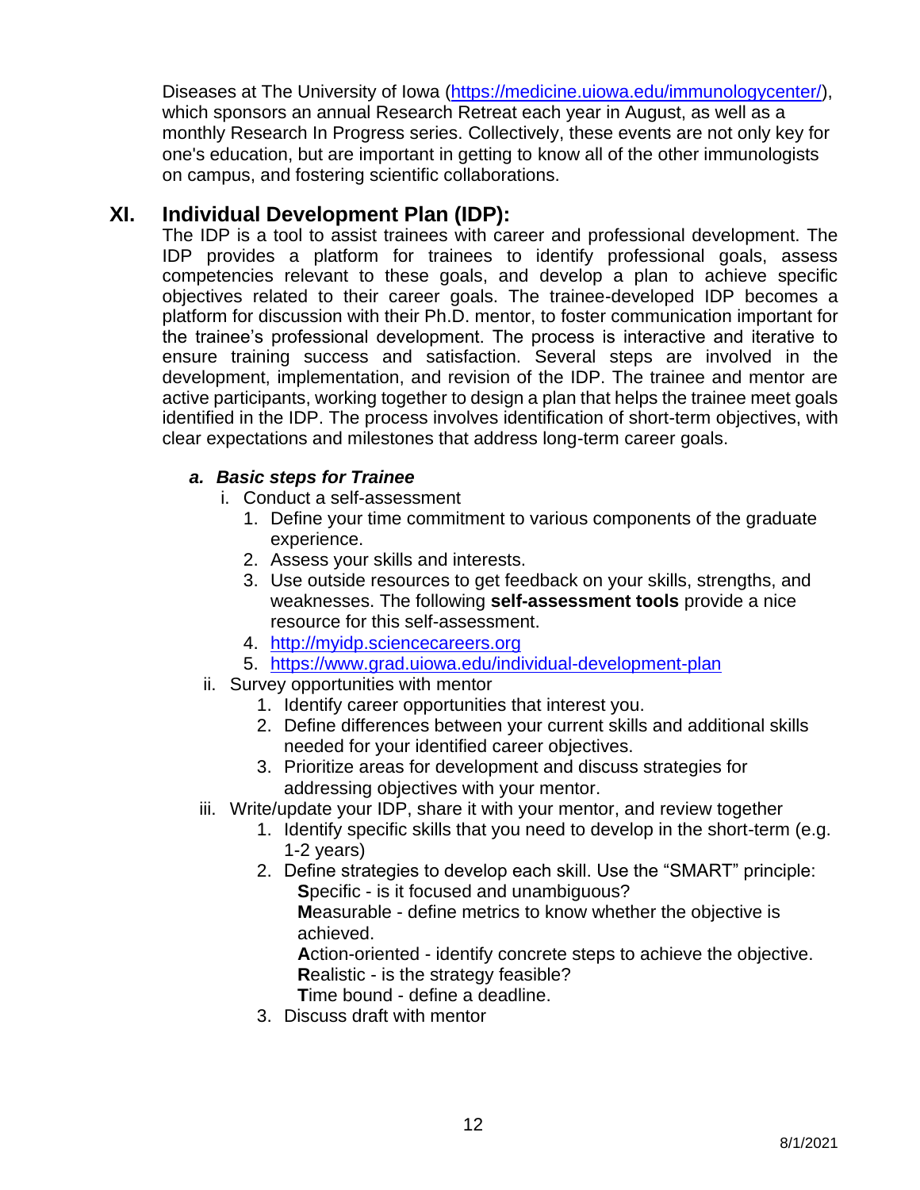Diseases at The University of Iowa (https://medicine.uiowa.edu/immunologycenter/), which sponsors an annual Research Retreat each year in August, as well as a monthly Research In Progress series. Collectively, these events are not only key for one's education, but are important in getting to know all of the other immunologists on campus, and fostering scientific collaborations.

## XI. Individual Development Plan (IDP):

The IDP is a tool to assist trainees with career and professional development. The IDP provides a platform for trainees to identify professional goals, assess competencies relevant to these goals, and develop a plan to achieve specific objectives related to their career goals. The trainee-developed IDP becomes a platform for discussion with their Ph.D. mentor, to foster communication important for the trainee's professional development. The process is interactive and iterative to ensure training success and satisfaction. Several steps are involved in the development, implementation, and revision of the IDP. The trainee and mentor are active participants, working together to design a plan that helps the trainee meet goals identified in the IDP. The process involves identification of short-term objectives, with clear expectations and milestones that address long-term career goals.

### *a. Basic steps for Trainee*

i. Conduct a self-assessment
   1. Define your time commitment to various components of the graduate experience.
   2. Assess your skills and interests.
   3. Use outside resources to get feedback on your skills, strengths, and weaknesses. The following **self-assessment tools** provide a nice resource for this self-assessment.
   4. http://myidp.sciencecareers.org
   5. https://www.grad.uiowa.edu/individual-development-plan

ii. Survey opportunities with mentor
   1. Identify career opportunities that interest you.
   2. Define differences between your current skills and additional skills needed for your identified career objectives.
   3. Prioritize areas for development and discuss strategies for addressing objectives with your mentor.

iii. Write/update your IDP, share it with your mentor, and review together
   1. Identify specific skills that you need to develop in the short-term (e.g. 1-2 years)
   2. Define strategies to develop each skill. Use the "SMART" principle:
      **S**pecific - is it focused and unambiguous?
      **M**easurable - define metrics to know whether the objective is achieved.
      **A**ction-oriented - identify concrete steps to achieve the objective.
      **R**ealistic - is the strategy feasible?
      **T**ime bound - define a deadline.
   3. Discuss draft with mentor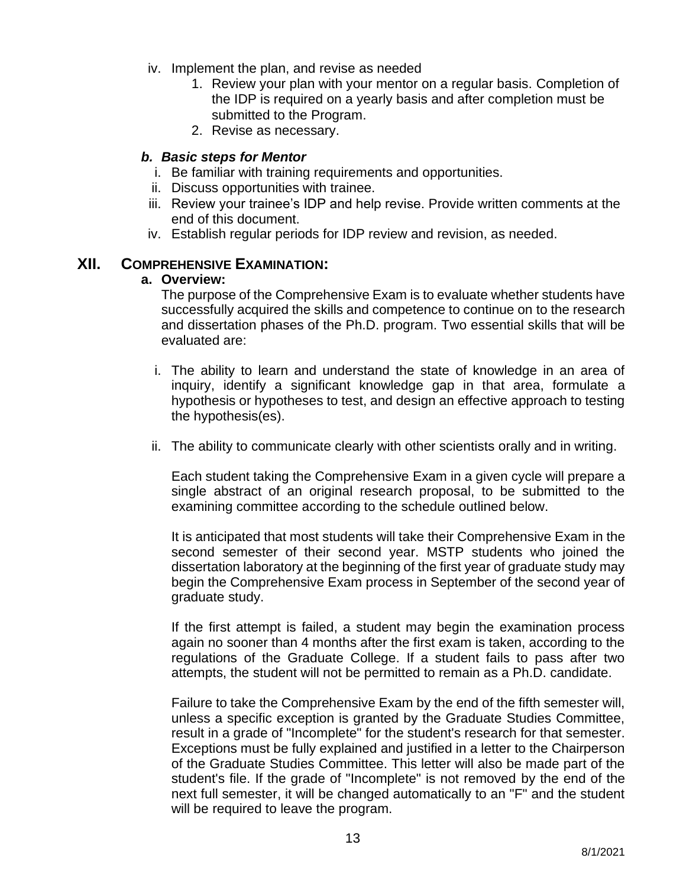iv. Implement the plan, and revise as needed
    1. Review your plan with your mentor on a regular basis. Completion of the IDP is required on a yearly basis and after completion must be submitted to the Program.
    2. Revise as necessary.

### *b. Basic steps for Mentor*

i. Be familiar with training requirements and opportunities.
ii. Discuss opportunities with trainee.
iii. Review your trainee's IDP and help revise. Provide written comments at the end of this document.
iv. Establish regular periods for IDP review and revision, as needed.

## XII. COMPREHENSIVE EXAMINATION:

### a. Overview:

The purpose of the Comprehensive Exam is to evaluate whether students have successfully acquired the skills and competence to continue on to the research and dissertation phases of the Ph.D. program. Two essential skills that will be evaluated are:

i. The ability to learn and understand the state of knowledge in an area of inquiry, identify a significant knowledge gap in that area, formulate a hypothesis or hypotheses to test, and design an effective approach to testing the hypothesis(es).

ii. The ability to communicate clearly with other scientists orally and in writing.

Each student taking the Comprehensive Exam in a given cycle will prepare a single abstract of an original research proposal, to be submitted to the examining committee according to the schedule outlined below.

It is anticipated that most students will take their Comprehensive Exam in the second semester of their second year. MSTP students who joined the dissertation laboratory at the beginning of the first year of graduate study may begin the Comprehensive Exam process in September of the second year of graduate study.

If the first attempt is failed, a student may begin the examination process again no sooner than 4 months after the first exam is taken, according to the regulations of the Graduate College. If a student fails to pass after two attempts, the student will not be permitted to remain as a Ph.D. candidate.

Failure to take the Comprehensive Exam by the end of the fifth semester will, unless a specific exception is granted by the Graduate Studies Committee, result in a grade of "Incomplete" for the student's research for that semester. Exceptions must be fully explained and justified in a letter to the Chairperson of the Graduate Studies Committee. This letter will also be made part of the student's file. If the grade of "Incomplete" is not removed by the end of the next full semester, it will be changed automatically to an "F" and the student will be required to leave the program.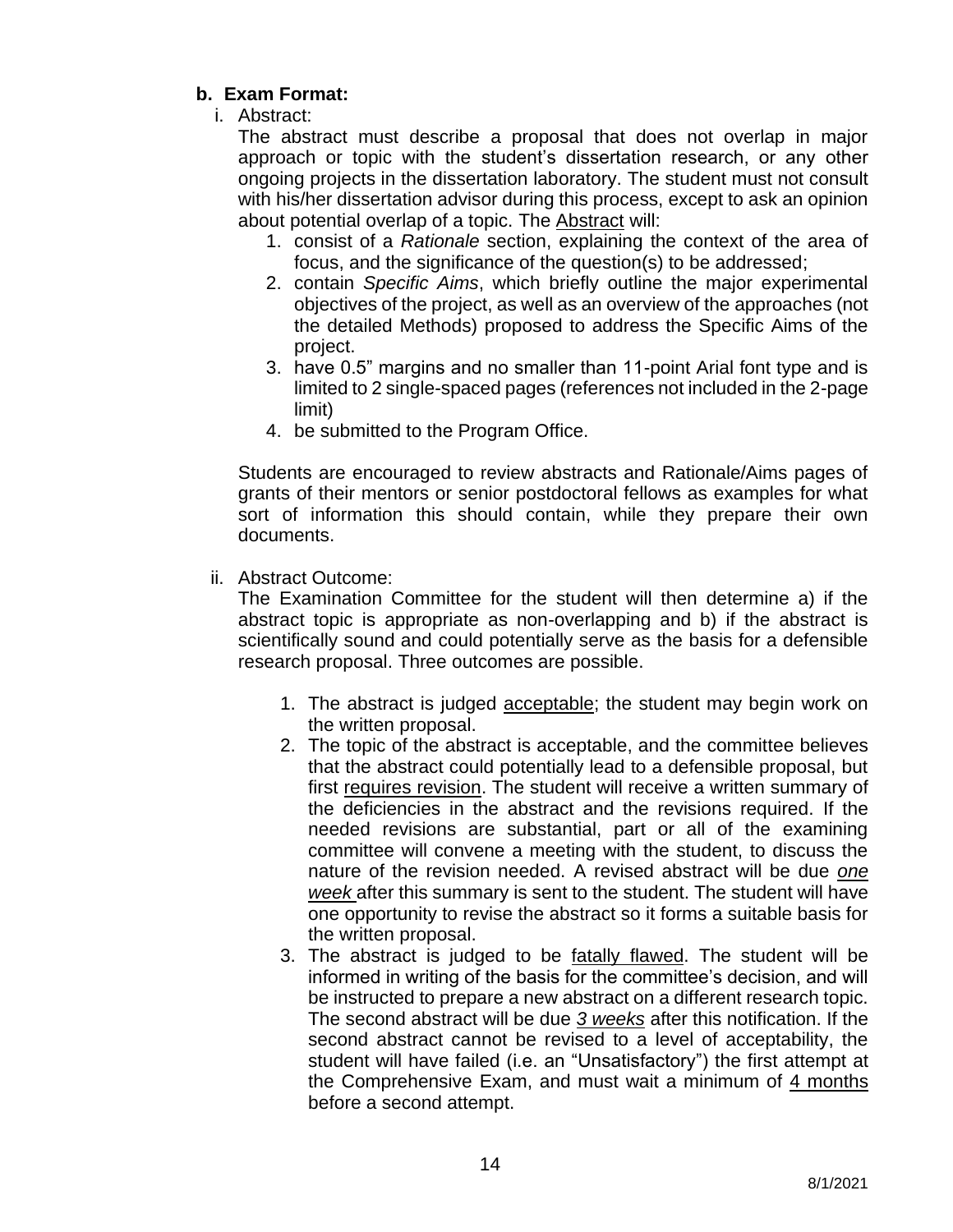**b. Exam Format:**

i. Abstract:

The abstract must describe a proposal that does not overlap in major approach or topic with the student's dissertation research, or any other ongoing projects in the dissertation laboratory. The student must not consult with his/her dissertation advisor during this process, except to ask an opinion about potential overlap of a topic. The Abstract will:

1. consist of a *Rationale* section, explaining the context of the area of focus, and the significance of the question(s) to be addressed;
2. contain *Specific Aims*, which briefly outline the major experimental objectives of the project, as well as an overview of the approaches (not the detailed Methods) proposed to address the Specific Aims of the project.
3. have 0.5" margins and no smaller than 11-point Arial font type and is limited to 2 single-spaced pages (references not included in the 2-page limit)
4. be submitted to the Program Office.

Students are encouraged to review abstracts and Rationale/Aims pages of grants of their mentors or senior postdoctoral fellows as examples for what sort of information this should contain, while they prepare their own documents.

ii. Abstract Outcome:

The Examination Committee for the student will then determine a) if the abstract topic is appropriate as non-overlapping and b) if the abstract is scientifically sound and could potentially serve as the basis for a defensible research proposal. Three outcomes are possible.

1. The abstract is judged acceptable; the student may begin work on the written proposal.
2. The topic of the abstract is acceptable, and the committee believes that the abstract could potentially lead to a defensible proposal, but first requires revision. The student will receive a written summary of the deficiencies in the abstract and the revisions required. If the needed revisions are substantial, part or all of the examining committee will convene a meeting with the student, to discuss the nature of the revision needed. A revised abstract will be due ***one week*** after this summary is sent to the student. The student will have one opportunity to revise the abstract so it forms a suitable basis for the written proposal.
3. The abstract is judged to be fatally flawed. The student will be informed in writing of the basis for the committee's decision, and will be instructed to prepare a new abstract on a different research topic. The second abstract will be due ***3 weeks*** after this notification. If the second abstract cannot be revised to a level of acceptability, the student will have failed (i.e. an "Unsatisfactory") the first attempt at the Comprehensive Exam, and must wait a minimum of 4 months before a second attempt.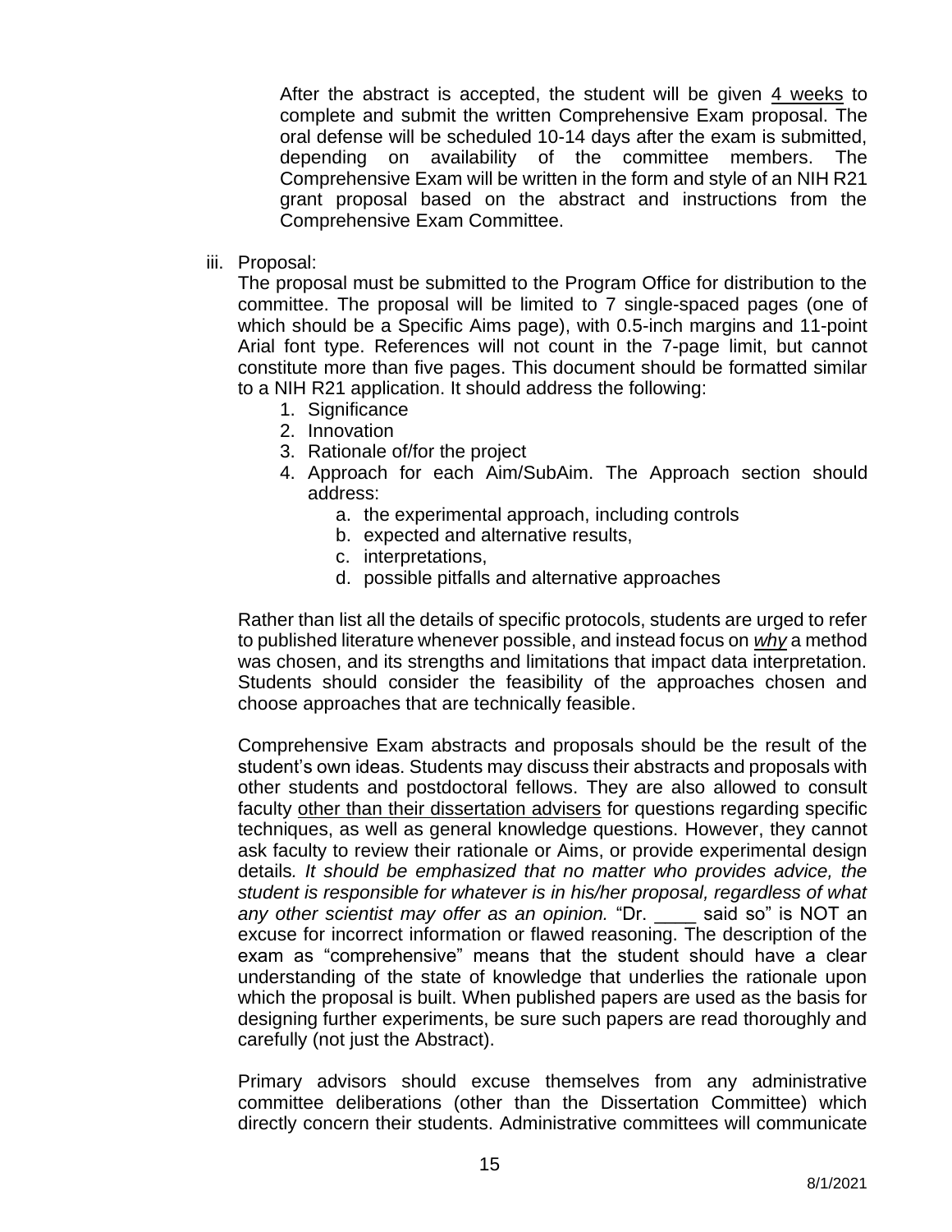After the abstract is accepted, the student will be given <u>4 weeks</u> to complete and submit the written Comprehensive Exam proposal. The oral defense will be scheduled 10-14 days after the exam is submitted, depending on availability of the committee members. The Comprehensive Exam will be written in the form and style of an NIH R21 grant proposal based on the abstract and instructions from the Comprehensive Exam Committee.

iii. Proposal:

The proposal must be submitted to the Program Office for distribution to the committee. The proposal will be limited to 7 single-spaced pages (one of which should be a Specific Aims page), with 0.5-inch margins and 11-point Arial font type. References will not count in the 7-page limit, but cannot constitute more than five pages. This document should be formatted similar to a NIH R21 application. It should address the following:

1. Significance
2. Innovation
3. Rationale of/for the project
4. Approach for each Aim/SubAim. The Approach section should address:
    a. the experimental approach, including controls
    b. expected and alternative results,
    c. interpretations,
    d. possible pitfalls and alternative approaches

Rather than list all the details of specific protocols, students are urged to refer to published literature whenever possible, and instead focus on ***<u>why</u>*** a method was chosen, and its strengths and limitations that impact data interpretation. Students should consider the feasibility of the approaches chosen and choose approaches that are technically feasible.

Comprehensive Exam abstracts and proposals should be the result of the student's own ideas. Students may discuss their abstracts and proposals with other students and postdoctoral fellows. They are also allowed to consult faculty <u>other than their dissertation advisers</u> for questions regarding specific techniques, as well as general knowledge questions. However, they cannot ask faculty to review their rationale or Aims, or provide experimental design details. *It should be emphasized that no matter who provides advice, the student is responsible for whatever is in his/her proposal, regardless of what any other scientist may offer as an opinion.* "Dr. ____ said so" is NOT an excuse for incorrect information or flawed reasoning. The description of the exam as "comprehensive" means that the student should have a clear understanding of the state of knowledge that underlies the rationale upon which the proposal is built. When published papers are used as the basis for designing further experiments, be sure such papers are read thoroughly and carefully (not just the Abstract).

Primary advisors should excuse themselves from any administrative committee deliberations (other than the Dissertation Committee) which directly concern their students. Administrative committees will communicate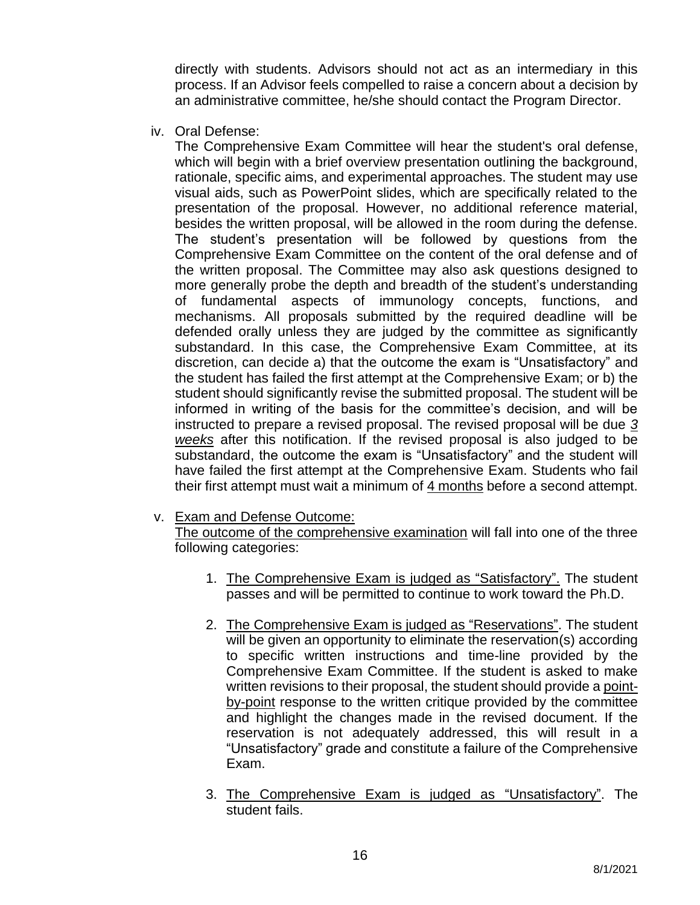directly with students. Advisors should not act as an intermediary in this process. If an Advisor feels compelled to raise a concern about a decision by an administrative committee, he/she should contact the Program Director.

iv. Oral Defense:

The Comprehensive Exam Committee will hear the student's oral defense, which will begin with a brief overview presentation outlining the background, rationale, specific aims, and experimental approaches. The student may use visual aids, such as PowerPoint slides, which are specifically related to the presentation of the proposal. However, no additional reference material, besides the written proposal, will be allowed in the room during the defense. The student's presentation will be followed by questions from the Comprehensive Exam Committee on the content of the oral defense and of the written proposal. The Committee may also ask questions designed to more generally probe the depth and breadth of the student's understanding of fundamental aspects of immunology concepts, functions, and mechanisms. All proposals submitted by the required deadline will be defended orally unless they are judged by the committee as significantly substandard. In this case, the Comprehensive Exam Committee, at its discretion, can decide a) that the outcome the exam is "Unsatisfactory" and the student has failed the first attempt at the Comprehensive Exam; or b) the student should significantly revise the submitted proposal. The student will be informed in writing of the basis for the committee's decision, and will be instructed to prepare a revised proposal. The revised proposal will be due ***3 weeks*** after this notification. If the revised proposal is also judged to be substandard, the outcome the exam is "Unsatisfactory" and the student will have failed the first attempt at the Comprehensive Exam. Students who fail their first attempt must wait a minimum of 4 months before a second attempt.

v. Exam and Defense Outcome:

The outcome of the comprehensive examination will fall into one of the three following categories:

1. The Comprehensive Exam is judged as "Satisfactory". The student passes and will be permitted to continue to work toward the Ph.D.

2. The Comprehensive Exam is judged as "Reservations". The student will be given an opportunity to eliminate the reservation(s) according to specific written instructions and time-line provided by the Comprehensive Exam Committee. If the student is asked to make written revisions to their proposal, the student should provide a point-by-point response to the written critique provided by the committee and highlight the changes made in the revised document. If the reservation is not adequately addressed, this will result in a "Unsatisfactory" grade and constitute a failure of the Comprehensive Exam.

3. The Comprehensive Exam is judged as "Unsatisfactory". The student fails.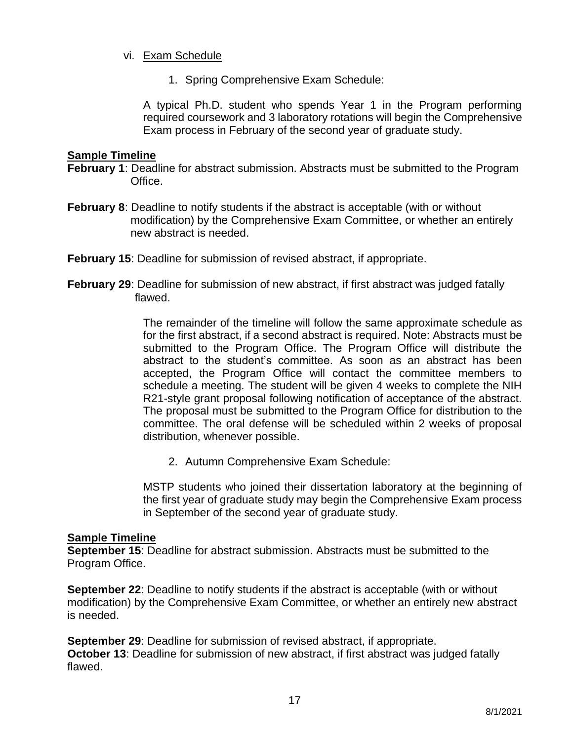vi. Exam Schedule

1. Spring Comprehensive Exam Schedule:

A typical Ph.D. student who spends Year 1 in the Program performing required coursework and 3 laboratory rotations will begin the Comprehensive Exam process in February of the second year of graduate study.

**Sample Timeline**

**February 1**: Deadline for abstract submission. Abstracts must be submitted to the Program Office.

**February 8**: Deadline to notify students if the abstract is acceptable (with or without modification) by the Comprehensive Exam Committee, or whether an entirely new abstract is needed.

**February 15**: Deadline for submission of revised abstract, if appropriate.

**February 29**: Deadline for submission of new abstract, if first abstract was judged fatally flawed.

The remainder of the timeline will follow the same approximate schedule as for the first abstract, if a second abstract is required. Note: Abstracts must be submitted to the Program Office. The Program Office will distribute the abstract to the student's committee. As soon as an abstract has been accepted, the Program Office will contact the committee members to schedule a meeting. The student will be given 4 weeks to complete the NIH R21-style grant proposal following notification of acceptance of the abstract. The proposal must be submitted to the Program Office for distribution to the committee. The oral defense will be scheduled within 2 weeks of proposal distribution, whenever possible.

2. Autumn Comprehensive Exam Schedule:

MSTP students who joined their dissertation laboratory at the beginning of the first year of graduate study may begin the Comprehensive Exam process in September of the second year of graduate study.

**Sample Timeline**

**September 15**: Deadline for abstract submission. Abstracts must be submitted to the Program Office.

**September 22**: Deadline to notify students if the abstract is acceptable (with or without modification) by the Comprehensive Exam Committee, or whether an entirely new abstract is needed.

**September 29**: Deadline for submission of revised abstract, if appropriate.
**October 13**: Deadline for submission of new abstract, if first abstract was judged fatally flawed.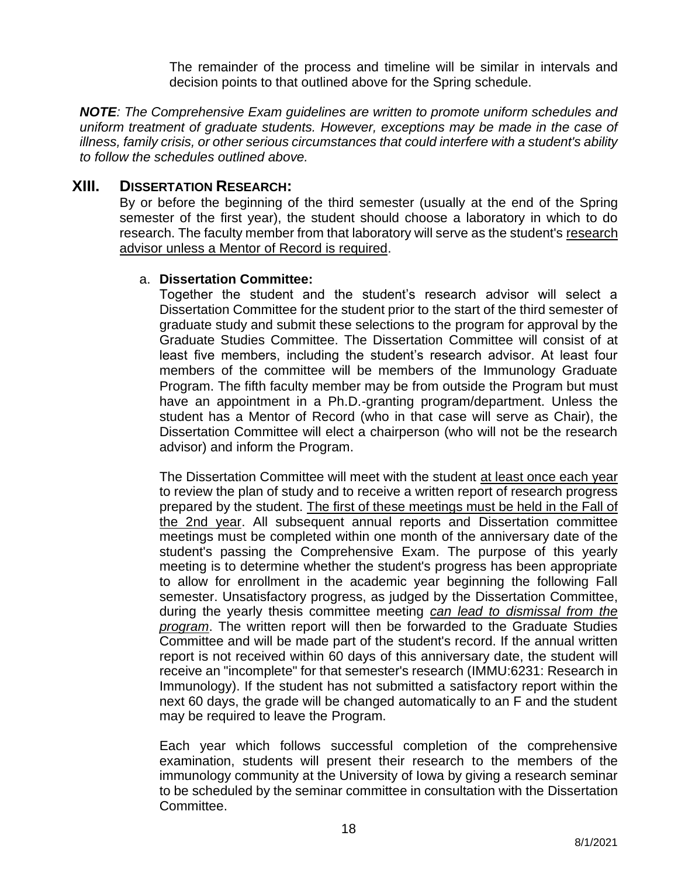The remainder of the process and timeline will be similar in intervals and decision points to that outlined above for the Spring schedule.

***NOTE**: The Comprehensive Exam guidelines are written to promote uniform schedules and uniform treatment of graduate students. However, exceptions may be made in the case of illness, family crisis, or other serious circumstances that could interfere with a student's ability to follow the schedules outlined above.*

## XIII. DISSERTATION RESEARCH:

By or before the beginning of the third semester (usually at the end of the Spring semester of the first year), the student should choose a laboratory in which to do research. The faculty member from that laboratory will serve as the student's <u>research advisor unless a Mentor of Record is required</u>.

a. **Dissertation Committee:**

Together the student and the student's research advisor will select a Dissertation Committee for the student prior to the start of the third semester of graduate study and submit these selections to the program for approval by the Graduate Studies Committee. The Dissertation Committee will consist of at least five members, including the student's research advisor. At least four members of the committee will be members of the Immunology Graduate Program. The fifth faculty member may be from outside the Program but must have an appointment in a Ph.D.-granting program/department. Unless the student has a Mentor of Record (who in that case will serve as Chair), the Dissertation Committee will elect a chairperson (who will not be the research advisor) and inform the Program.

The Dissertation Committee will meet with the student <u>at least once each year</u> to review the plan of study and to receive a written report of research progress prepared by the student. <u>The first of these meetings must be held in the Fall of the 2nd year</u>. All subsequent annual reports and Dissertation committee meetings must be completed within one month of the anniversary date of the student's passing the Comprehensive Exam. The purpose of this yearly meeting is to determine whether the student's progress has been appropriate to allow for enrollment in the academic year beginning the following Fall semester. Unsatisfactory progress, as judged by the Dissertation Committee, during the yearly thesis committee meeting <u>*can lead to dismissal from the program*</u>. The written report will then be forwarded to the Graduate Studies Committee and will be made part of the student's record. If the annual written report is not received within 60 days of this anniversary date, the student will receive an "incomplete" for that semester's research (IMMU:6231: Research in Immunology). If the student has not submitted a satisfactory report within the next 60 days, the grade will be changed automatically to an F and the student may be required to leave the Program.

Each year which follows successful completion of the comprehensive examination, students will present their research to the members of the immunology community at the University of Iowa by giving a research seminar to be scheduled by the seminar committee in consultation with the Dissertation Committee.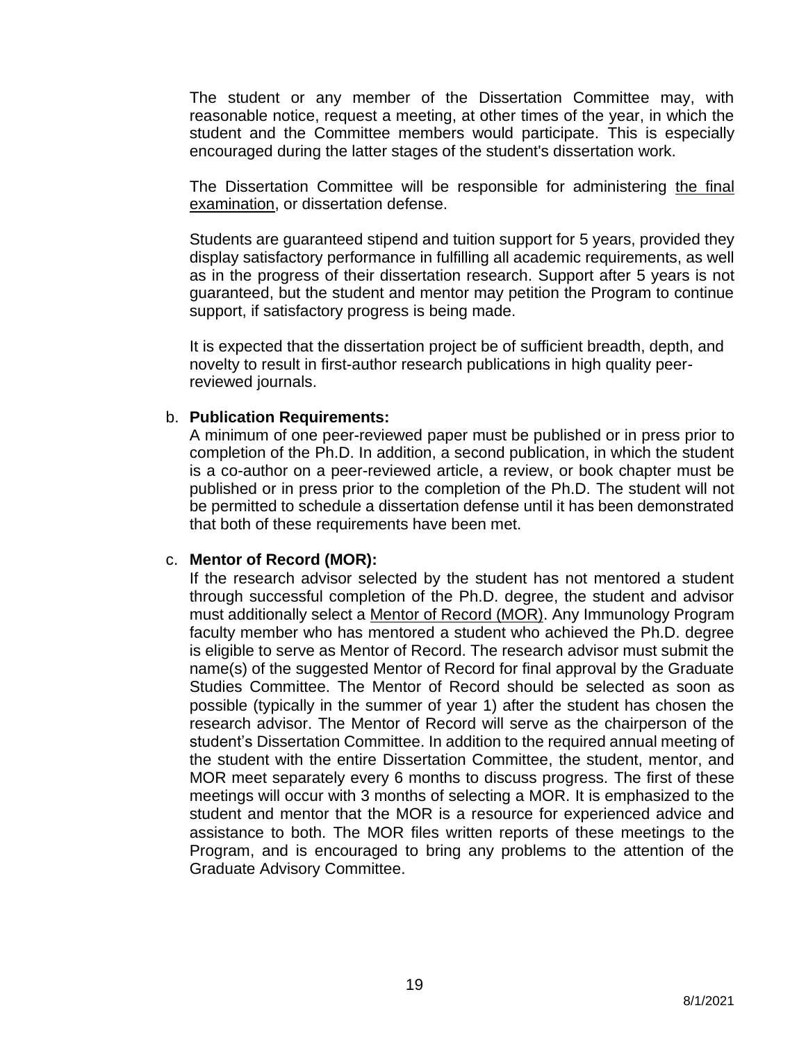The student or any member of the Dissertation Committee may, with reasonable notice, request a meeting, at other times of the year, in which the student and the Committee members would participate. This is especially encouraged during the latter stages of the student's dissertation work.

The Dissertation Committee will be responsible for administering the final examination, or dissertation defense.

Students are guaranteed stipend and tuition support for 5 years, provided they display satisfactory performance in fulfilling all academic requirements, as well as in the progress of their dissertation research. Support after 5 years is not guaranteed, but the student and mentor may petition the Program to continue support, if satisfactory progress is being made.

It is expected that the dissertation project be of sufficient breadth, depth, and novelty to result in first-author research publications in high quality peer-reviewed journals.

b. **Publication Requirements:**
A minimum of one peer-reviewed paper must be published or in press prior to completion of the Ph.D. In addition, a second publication, in which the student is a co-author on a peer-reviewed article, a review, or book chapter must be published or in press prior to the completion of the Ph.D. The student will not be permitted to schedule a dissertation defense until it has been demonstrated that both of these requirements have been met.

c. **Mentor of Record (MOR):**
If the research advisor selected by the student has not mentored a student through successful completion of the Ph.D. degree, the student and advisor must additionally select a Mentor of Record (MOR). Any Immunology Program faculty member who has mentored a student who achieved the Ph.D. degree is eligible to serve as Mentor of Record. The research advisor must submit the name(s) of the suggested Mentor of Record for final approval by the Graduate Studies Committee. The Mentor of Record should be selected as soon as possible (typically in the summer of year 1) after the student has chosen the research advisor. The Mentor of Record will serve as the chairperson of the student's Dissertation Committee. In addition to the required annual meeting of the student with the entire Dissertation Committee, the student, mentor, and MOR meet separately every 6 months to discuss progress. The first of these meetings will occur with 3 months of selecting a MOR. It is emphasized to the student and mentor that the MOR is a resource for experienced advice and assistance to both. The MOR files written reports of these meetings to the Program, and is encouraged to bring any problems to the attention of the Graduate Advisory Committee.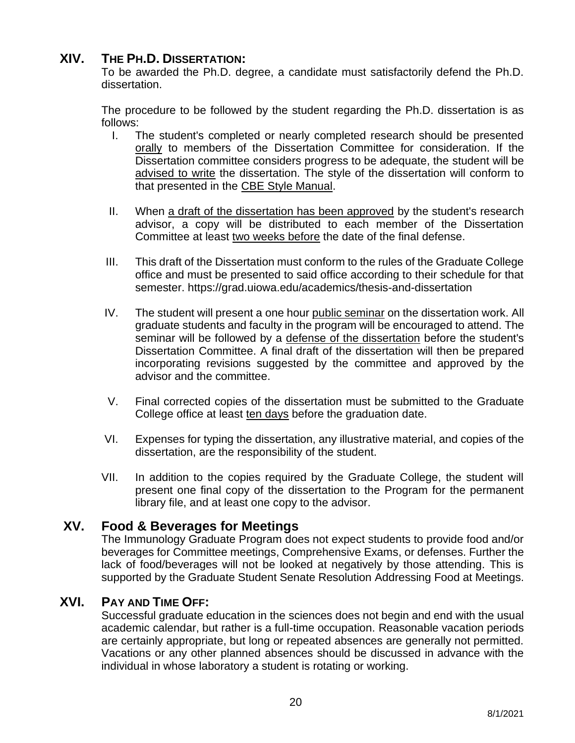## XIV. THE PH.D. DISSERTATION:

To be awarded the Ph.D. degree, a candidate must satisfactorily defend the Ph.D. dissertation.

The procedure to be followed by the student regarding the Ph.D. dissertation is as follows:

I. The student's completed or nearly completed research should be presented orally to members of the Dissertation Committee for consideration. If the Dissertation committee considers progress to be adequate, the student will be advised to write the dissertation. The style of the dissertation will conform to that presented in the CBE Style Manual.

II. When a draft of the dissertation has been approved by the student's research advisor, a copy will be distributed to each member of the Dissertation Committee at least two weeks before the date of the final defense.

III. This draft of the Dissertation must conform to the rules of the Graduate College office and must be presented to said office according to their schedule for that semester. https://grad.uiowa.edu/academics/thesis-and-dissertation

IV. The student will present a one hour public seminar on the dissertation work. All graduate students and faculty in the program will be encouraged to attend. The seminar will be followed by a defense of the dissertation before the student's Dissertation Committee. A final draft of the dissertation will then be prepared incorporating revisions suggested by the committee and approved by the advisor and the committee.

V. Final corrected copies of the dissertation must be submitted to the Graduate College office at least ten days before the graduation date.

VI. Expenses for typing the dissertation, any illustrative material, and copies of the dissertation, are the responsibility of the student.

VII. In addition to the copies required by the Graduate College, the student will present one final copy of the dissertation to the Program for the permanent library file, and at least one copy to the advisor.

## XV. Food & Beverages for Meetings

The Immunology Graduate Program does not expect students to provide food and/or beverages for Committee meetings, Comprehensive Exams, or defenses. Further the lack of food/beverages will not be looked at negatively by those attending. This is supported by the Graduate Student Senate Resolution Addressing Food at Meetings.

## XVI. PAY AND TIME OFF:

Successful graduate education in the sciences does not begin and end with the usual academic calendar, but rather is a full-time occupation. Reasonable vacation periods are certainly appropriate, but long or repeated absences are generally not permitted. Vacations or any other planned absences should be discussed in advance with the individual in whose laboratory a student is rotating or working.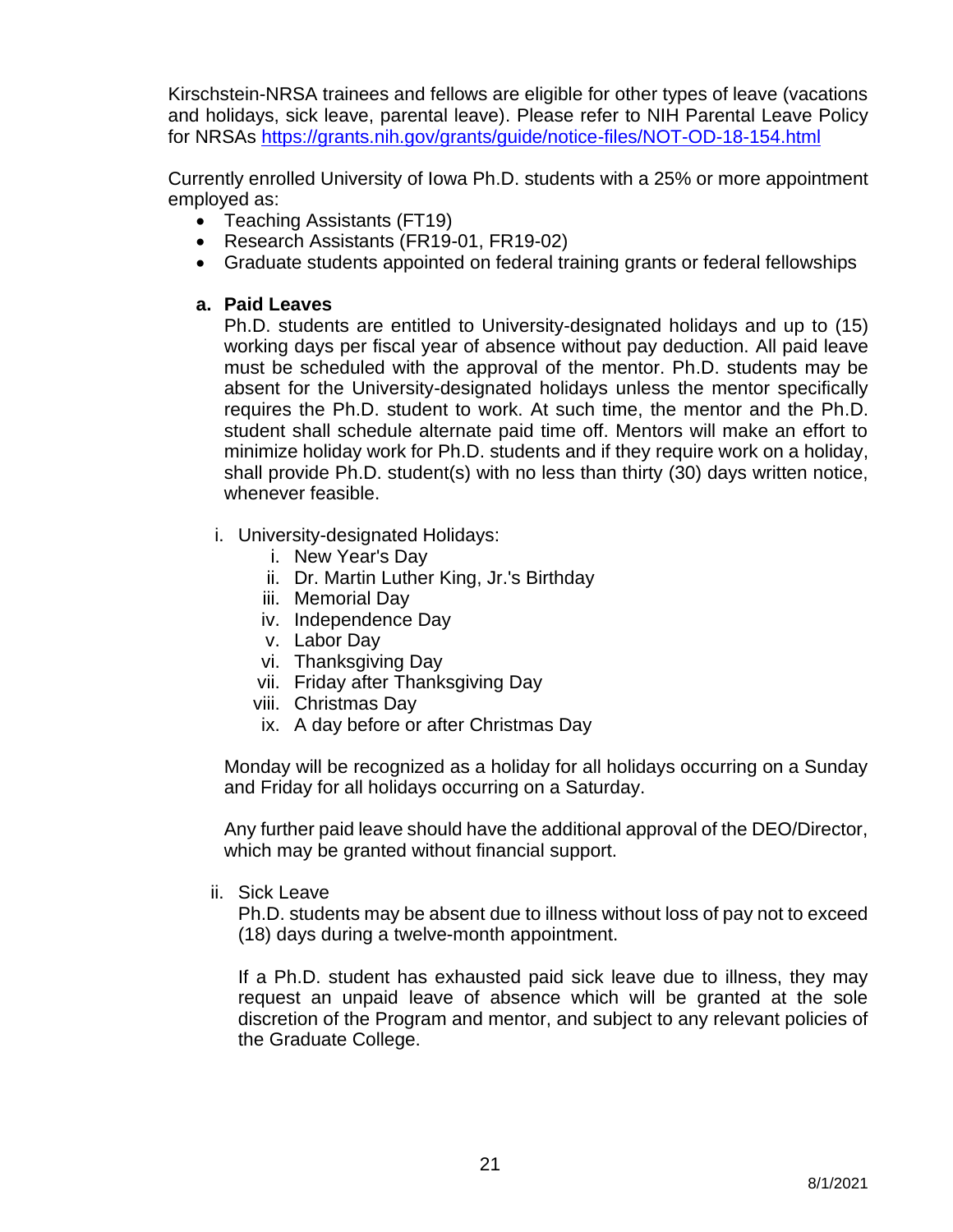Kirschstein-NRSA trainees and fellows are eligible for other types of leave (vacations and holidays, sick leave, parental leave). Please refer to NIH Parental Leave Policy for NRSAs [https://grants.nih.gov/grants/guide/notice-files/NOT-OD-18-154.html](https://grants.nih.gov/grants/guide/notice-files/NOT-OD-18-154.html)

Currently enrolled University of Iowa Ph.D. students with a 25% or more appointment employed as:

- Teaching Assistants (FT19)
- Research Assistants (FR19-01, FR19-02)
- Graduate students appointed on federal training grants or federal fellowships

a. **Paid Leaves**

Ph.D. students are entitled to University-designated holidays and up to (15) working days per fiscal year of absence without pay deduction. All paid leave must be scheduled with the approval of the mentor. Ph.D. students may be absent for the University-designated holidays unless the mentor specifically requires the Ph.D. student to work. At such time, the mentor and the Ph.D. student shall schedule alternate paid time off. Mentors will make an effort to minimize holiday work for Ph.D. students and if they require work on a holiday, shall provide Ph.D. student(s) with no less than thirty (30) days written notice, whenever feasible.

i. University-designated Holidays:
   i. New Year's Day
   ii. Dr. Martin Luther King, Jr.'s Birthday
   iii. Memorial Day
   iv. Independence Day
   v. Labor Day
   vi. Thanksgiving Day
   vii. Friday after Thanksgiving Day
   viii. Christmas Day
   ix. A day before or after Christmas Day

Monday will be recognized as a holiday for all holidays occurring on a Sunday and Friday for all holidays occurring on a Saturday.

Any further paid leave should have the additional approval of the DEO/Director, which may be granted without financial support.

ii. Sick Leave

Ph.D. students may be absent due to illness without loss of pay not to exceed (18) days during a twelve-month appointment.

If a Ph.D. student has exhausted paid sick leave due to illness, they may request an unpaid leave of absence which will be granted at the sole discretion of the Program and mentor, and subject to any relevant policies of the Graduate College.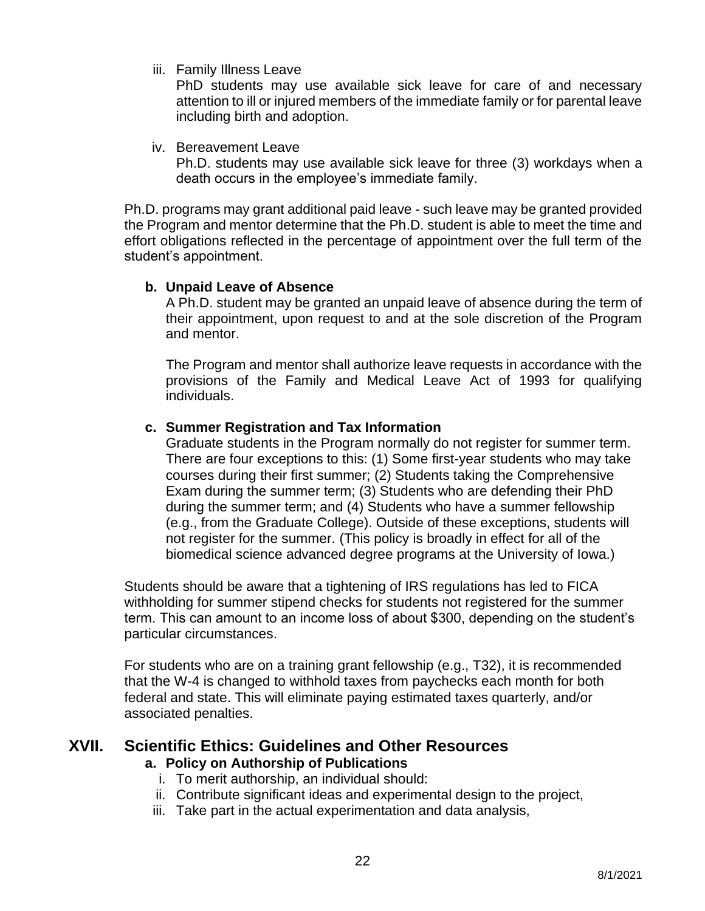iii. Family Illness Leave

PhD students may use available sick leave for care of and necessary attention to ill or injured members of the immediate family or for parental leave including birth and adoption.

iv. Bereavement Leave

Ph.D. students may use available sick leave for three (3) workdays when a death occurs in the employee's immediate family.

Ph.D. programs may grant additional paid leave - such leave may be granted provided the Program and mentor determine that the Ph.D. student is able to meet the time and effort obligations reflected in the percentage of appointment over the full term of the student's appointment.

**b. Unpaid Leave of Absence**

A Ph.D. student may be granted an unpaid leave of absence during the term of their appointment, upon request to and at the sole discretion of the Program and mentor.

The Program and mentor shall authorize leave requests in accordance with the provisions of the Family and Medical Leave Act of 1993 for qualifying individuals.

**c. Summer Registration and Tax Information**

Graduate students in the Program normally do not register for summer term. There are four exceptions to this: (1) Some first-year students who may take courses during their first summer; (2) Students taking the Comprehensive Exam during the summer term; (3) Students who are defending their PhD during the summer term; and (4) Students who have a summer fellowship (e.g., from the Graduate College). Outside of these exceptions, students will not register for the summer. (This policy is broadly in effect for all of the biomedical science advanced degree programs at the University of Iowa.)

Students should be aware that a tightening of IRS regulations has led to FICA withholding for summer stipend checks for students not registered for the summer term. This can amount to an income loss of about $300, depending on the student's particular circumstances.

For students who are on a training grant fellowship (e.g., T32), it is recommended that the W-4 is changed to withhold taxes from paychecks each month for both federal and state. This will eliminate paying estimated taxes quarterly, and/or associated penalties.

# XVII. Scientific Ethics: Guidelines and Other Resources

**a. Policy on Authorship of Publications**

i. To merit authorship, an individual should:

ii. Contribute significant ideas and experimental design to the project,

iii. Take part in the actual experimentation and data analysis,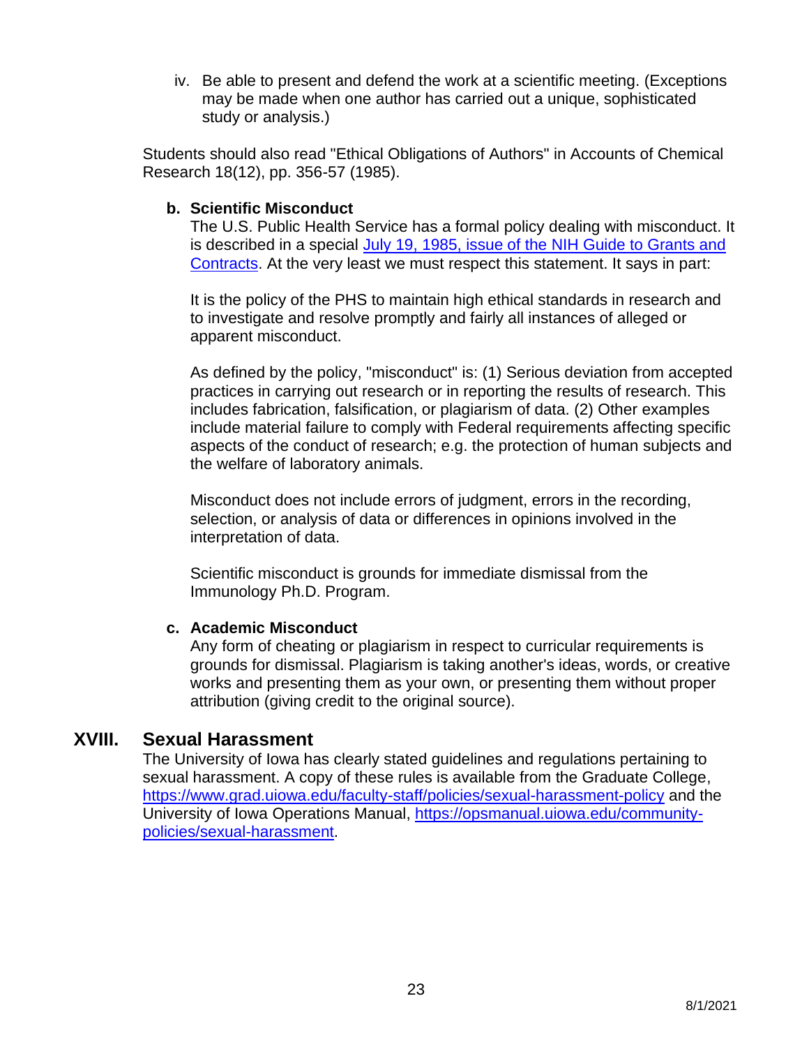iv. Be able to present and defend the work at a scientific meeting. (Exceptions may be made when one author has carried out a unique, sophisticated study or analysis.)

Students should also read "Ethical Obligations of Authors" in Accounts of Chemical Research 18(12), pp. 356-57 (1985).

### b. Scientific Misconduct

The U.S. Public Health Service has a formal policy dealing with misconduct. It is described in a special [July 19, 1985, issue of the NIH Guide to Grants and Contracts](). At the very least we must respect this statement. It says in part:

It is the policy of the PHS to maintain high ethical standards in research and to investigate and resolve promptly and fairly all instances of alleged or apparent misconduct.

As defined by the policy, "misconduct" is: (1) Serious deviation from accepted practices in carrying out research or in reporting the results of research. This includes fabrication, falsification, or plagiarism of data. (2) Other examples include material failure to comply with Federal requirements affecting specific aspects of the conduct of research; e.g. the protection of human subjects and the welfare of laboratory animals.

Misconduct does not include errors of judgment, errors in the recording, selection, or analysis of data or differences in opinions involved in the interpretation of data.

Scientific misconduct is grounds for immediate dismissal from the Immunology Ph.D. Program.

### c. Academic Misconduct

Any form of cheating or plagiarism in respect to curricular requirements is grounds for dismissal. Plagiarism is taking another's ideas, words, or creative works and presenting them as your own, or presenting them without proper attribution (giving credit to the original source).

## XVIII. Sexual Harassment

The University of Iowa has clearly stated guidelines and regulations pertaining to sexual harassment. A copy of these rules is available from the Graduate College, https://www.grad.uiowa.edu/faculty-staff/policies/sexual-harassment-policy and the University of Iowa Operations Manual, https://opsmanual.uiowa.edu/community-policies/sexual-harassment.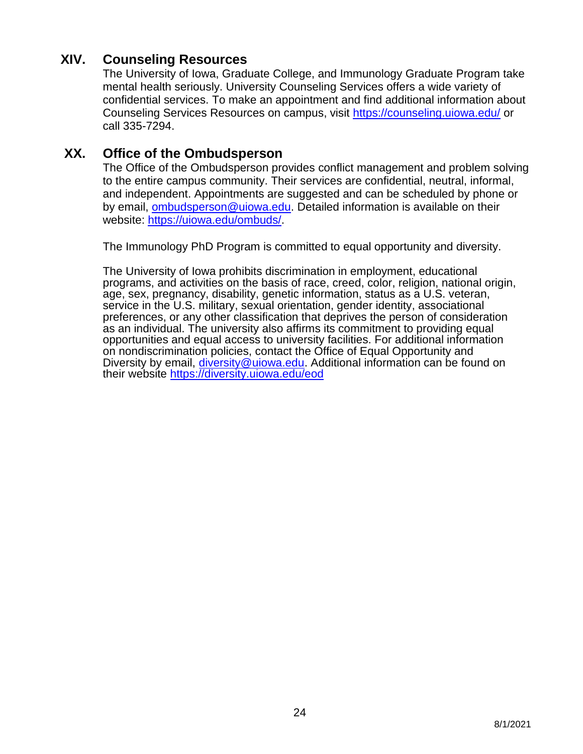## XIV. Counseling Resources

The University of Iowa, Graduate College, and Immunology Graduate Program take mental health seriously. University Counseling Services offers a wide variety of confidential services. To make an appointment and find additional information about Counseling Services Resources on campus, visit https://counseling.uiowa.edu/ or call 335-7294.

## XX. Office of the Ombudsperson

The Office of the Ombudsperson provides conflict management and problem solving to the entire campus community. Their services are confidential, neutral, informal, and independent. Appointments are suggested and can be scheduled by phone or by email, ombudsperson@uiowa.edu. Detailed information is available on their website: https://uiowa.edu/ombuds/.

The Immunology PhD Program is committed to equal opportunity and diversity.

The University of Iowa prohibits discrimination in employment, educational programs, and activities on the basis of race, creed, color, religion, national origin, age, sex, pregnancy, disability, genetic information, status as a U.S. veteran, service in the U.S. military, sexual orientation, gender identity, associational preferences, or any other classification that deprives the person of consideration as an individual. The university also affirms its commitment to providing equal opportunities and equal access to university facilities. For additional information on nondiscrimination policies, contact the Office of Equal Opportunity and Diversity by email, diversity@uiowa.edu. Additional information can be found on their website https://diversity.uiowa.edu/eod

8/1/2021